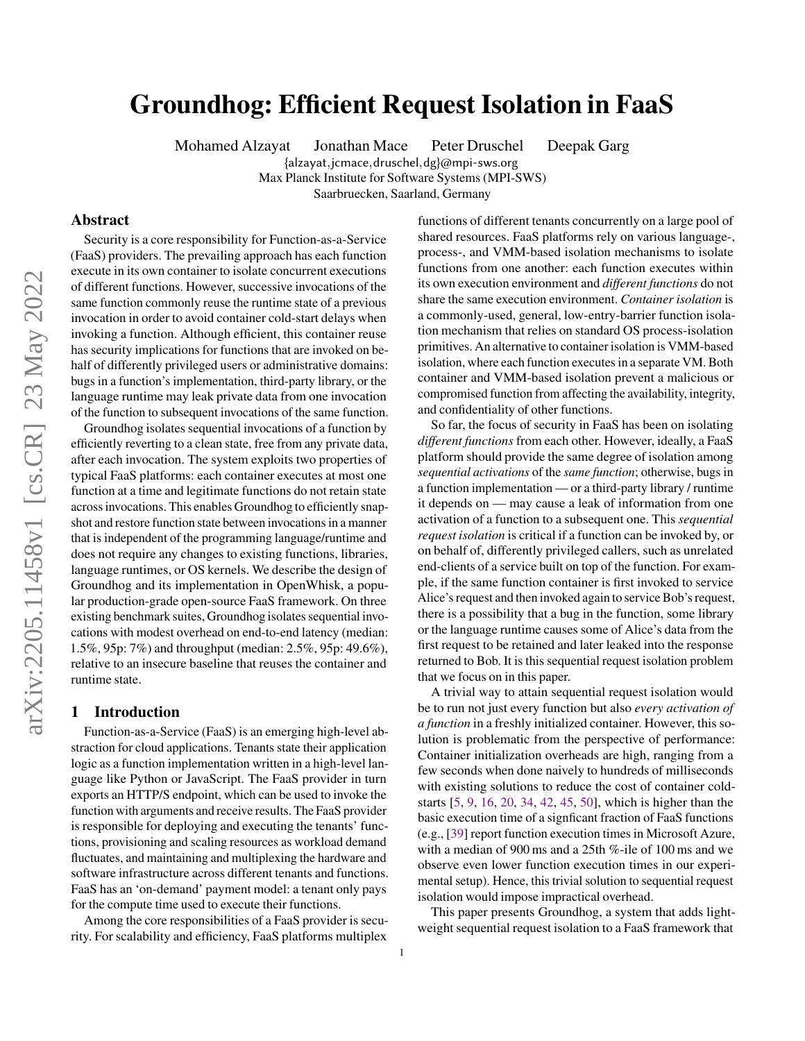# Groundhog: Efficient Request Isolation in FaaS

Mohamed Alzayat Jonathan Mace Peter Druschel Deepak Garg

{alzayat,jcmace,druschel,dg}@mpi-sws.org

Max Planck Institute for Software Systems (MPI-SWS)

Saarbruecken, Saarland, Germany

## Abstract

Security is a core responsibility for Function-as-a-Service (FaaS) providers. The prevailing approach has each function execute in its own container to isolate concurrent executions of different functions. However, successive invocations of the same function commonly reuse the runtime state of a previous invocation in order to avoid container cold-start delays when invoking a function. Although efficient, this container reuse has security implications for functions that are invoked on behalf of differently privileged users or administrative domains: bugs in a function's implementation, third-party library, or the language runtime may leak private data from one invocation of the function to subsequent invocations of the same function.

Groundhog isolates sequential invocations of a function by efficiently reverting to a clean state, free from any private data, after each invocation. The system exploits two properties of typical FaaS platforms: each container executes at most one function at a time and legitimate functions do not retain state across invocations. This enables Groundhog to efficiently snapshot and restore function state between invocations in a manner that is independent of the programming language/runtime and does not require any changes to existing functions, libraries, language runtimes, or OS kernels. We describe the design of Groundhog and its implementation in OpenWhisk, a popular production-grade open-source FaaS framework. On three existing benchmark suites, Groundhog isolates sequential invocations with modest overhead on end-to-end latency (median: 1.5%, 95p: 7%) and throughput (median: 2.5%, 95p: 49.6%), relative to an insecure baseline that reuses the container and runtime state.

## 1 Introduction

Function-as-a-Service (FaaS) is an emerging high-level abstraction for cloud applications. Tenants state their application logic as a function implementation written in a high-level language like Python or JavaScript. The FaaS provider in turn exports an HTTP/S endpoint, which can be used to invoke the function with arguments and receive results. The FaaS provider is responsible for deploying and executing the tenants' functions, provisioning and scaling resources as workload demand fluctuates, and maintaining and multiplexing the hardware and software infrastructure across different tenants and functions. FaaS has an 'on-demand' payment model: a tenant only pays for the compute time used to execute their functions.

Among the core responsibilities of a FaaS provider is security. For scalability and efficiency, FaaS platforms multiplex functions of different tenants concurrently on a large pool of shared resources. FaaS platforms rely on various language-, process-, and VMM-based isolation mechanisms to isolate functions from one another: each function executes within its own execution environment and *different functions* do not share the same execution environment. *Container isolation* is a commonly-used, general, low-entry-barrier function isolation mechanism that relies on standard OS process-isolation primitives. An alternative to container isolation is VMM-based isolation, where each function executes in a separate VM. Both container and VMM-based isolation prevent a malicious or compromised function from affecting the availability, integrity, and confidentiality of other functions.

So far, the focus of security in FaaS has been on isolating *different functions* from each other. However, ideally, a FaaS platform should provide the same degree of isolation among *sequential activations* of the *same function*; otherwise, bugs in a function implementation — or a third-party library / runtime it depends on — may cause a leak of information from one activation of a function to a subsequent one. This *sequential request isolation* is critical if a function can be invoked by, or on behalf of, differently privileged callers, such as unrelated end-clients of a service built on top of the function. For example, if the same function container is first invoked to service Alice's request and then invoked again to service Bob's request, there is a possibility that a bug in the function, some library or the language runtime causes some of Alice's data from the first request to be retained and later leaked into the response returned to Bob. It is this sequential request isolation problem that we focus on in this paper.

A trivial way to attain sequential request isolation would be to run not just every function but also *every activation of a function* in a freshly initialized container. However, this solution is problematic from the perspective of performance: Container initialization overheads are high, ranging from a few seconds when done naively to hundreds of milliseconds with existing solutions to reduce the cost of container cold-starts [5, 9, 16, 20, 34, 42, 45, 50], which is higher than the basic execution time of a signficant fraction of FaaS functions (e.g., [39] report function execution times in Microsoft Azure, with a median of 900 ms and a 25th %-ile of 100 ms and we observe even lower function execution times in our experimental setup). Hence, this trivial solution to sequential request isolation would impose impractical overhead.

This paper presents Groundhog, a system that adds lightweight sequential request isolation to a FaaS framework that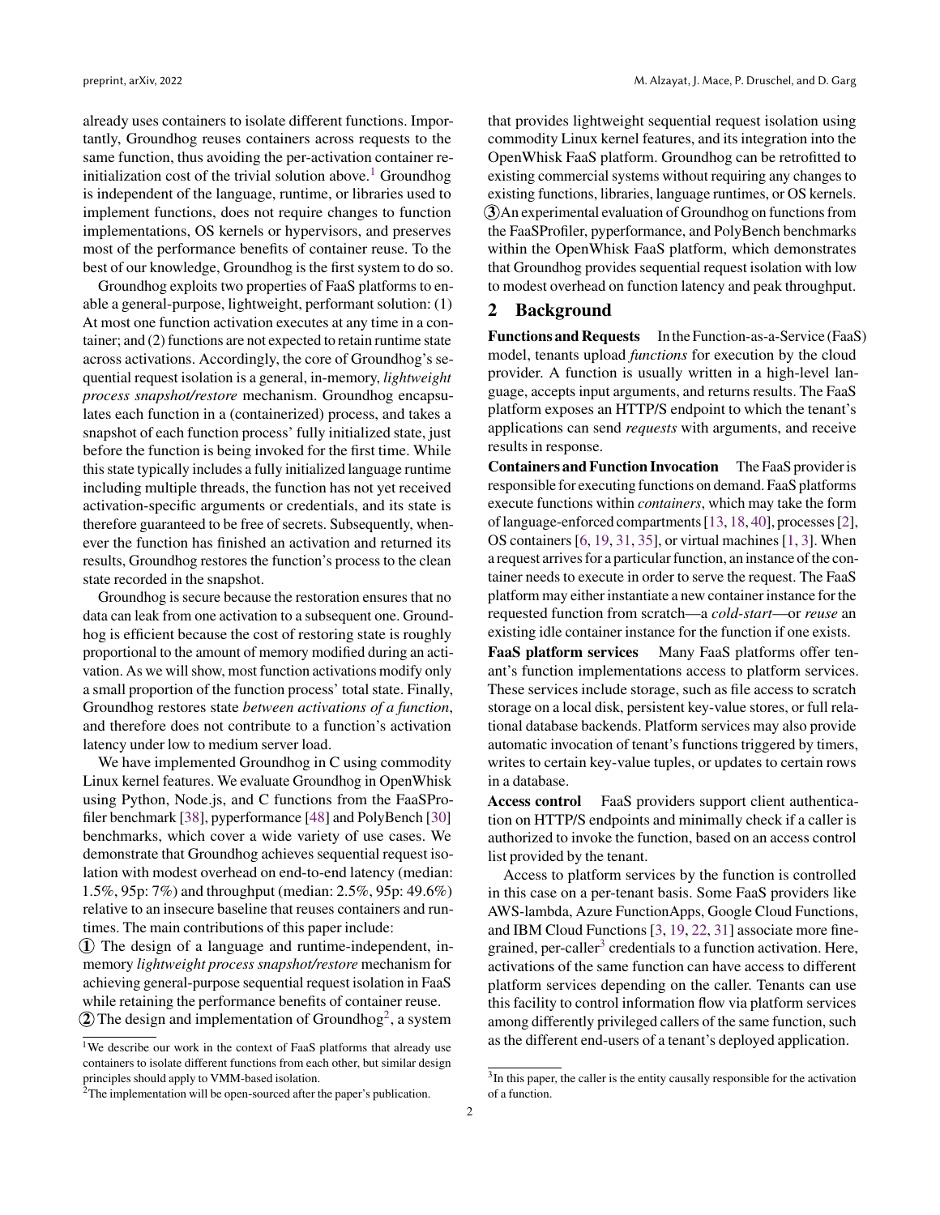already uses containers to isolate different functions. Importantly, Groundhog reuses containers across requests to the same function, thus avoiding the per-activation container re-initialization cost of the trivial solution above.[1] Groundhog is independent of the language, runtime, or libraries used to implement functions, does not require changes to function implementations, OS kernels or hypervisors, and preserves most of the performance benefits of container reuse. To the best of our knowledge, Groundhog is the first system to do so.

Groundhog exploits two properties of FaaS platforms to enable a general-purpose, lightweight, performant solution: (1) At most one function activation executes at any time in a container; and (2) functions are not expected to retain runtime state across activations. Accordingly, the core of Groundhog's sequential request isolation is a general, in-memory, *lightweight process snapshot/restore* mechanism. Groundhog encapsulates each function in a (containerized) process, and takes a snapshot of each function process' fully initialized state, just before the function is being invoked for the first time. While this state typically includes a fully initialized language runtime including multiple threads, the function has not yet received activation-specific arguments or credentials, and its state is therefore guaranteed to be free of secrets. Subsequently, whenever the function has finished an activation and returned its results, Groundhog restores the function's process to the clean state recorded in the snapshot.

Groundhog is secure because the restoration ensures that no data can leak from one activation to a subsequent one. Groundhog is efficient because the cost of restoring state is roughly proportional to the amount of memory modified during an activation. As we will show, most function activations modify only a small proportion of the function process' total state. Finally, Groundhog restores state *between activations of a function*, and therefore does not contribute to a function's activation latency under low to medium server load.

We have implemented Groundhog in C using commodity Linux kernel features. We evaluate Groundhog in OpenWhisk using Python, Node.js, and C functions from the FaaSProfiler benchmark [38], pyperformance [48] and PolyBench [30] benchmarks, which cover a wide variety of use cases. We demonstrate that Groundhog achieves sequential request isolation with modest overhead on end-to-end latency (median: 1.5%, 95p: 7%) and throughput (median: 2.5%, 95p: 49.6%) relative to an insecure baseline that reuses containers and runtimes. The main contributions of this paper include:

① The design of a language and runtime-independent, in-memory *lightweight process snapshot/restore* mechanism for achieving general-purpose sequential request isolation in FaaS while retaining the performance benefits of container reuse.

② The design and implementation of Groundhog[2], a system that provides lightweight sequential request isolation using commodity Linux kernel features, and its integration into the OpenWhisk FaaS platform. Groundhog can be retrofitted to existing commercial systems without requiring any changes to existing functions, libraries, language runtimes, or OS kernels.

③ An experimental evaluation of Groundhog on functions from the FaaSProfiler, pyperformance, and PolyBench benchmarks within the OpenWhisk FaaS platform, which demonstrates that Groundhog provides sequential request isolation with low to modest overhead on function latency and peak throughput.

## 2 Background

**Functions and Requests** In the Function-as-a-Service (FaaS) model, tenants upload *functions* for execution by the cloud provider. A function is usually written in a high-level language, accepts input arguments, and returns results. The FaaS platform exposes an HTTP/S endpoint to which the tenant's applications can send *requests* with arguments, and receive results in response.

**Containers and Function Invocation** The FaaS provider is responsible for executing functions on demand. FaaS platforms execute functions within *containers*, which may take the form of language-enforced compartments [13, 18, 40], processes [2], OS containers [6, 19, 31, 35], or virtual machines [1, 3]. When a request arrives for a particular function, an instance of the container needs to execute in order to serve the request. The FaaS platform may either instantiate a new container instance for the requested function from scratch—a *cold-start*—or *reuse* an existing idle container instance for the function if one exists.

**FaaS platform services** Many FaaS platforms offer tenant's function implementations access to platform services. These services include storage, such as file access to scratch storage on a local disk, persistent key-value stores, or full relational database backends. Platform services may also provide automatic invocation of tenant's functions triggered by timers, writes to certain key-value tuples, or updates to certain rows in a database.

**Access control** FaaS providers support client authentication on HTTP/S endpoints and minimally check if a caller is authorized to invoke the function, based on an access control list provided by the tenant.

Access to platform services by the function is controlled in this case on a per-tenant basis. Some FaaS providers like AWS-lambda, Azure FunctionApps, Google Cloud Functions, and IBM Cloud Functions [3, 19, 22, 31] associate more fine-grained, per-caller[3] credentials to a function activation. Here, activations of the same function can have access to different platform services depending on the caller. Tenants can use this facility to control information flow via platform services among differently privileged callers of the same function, such as the different end-users of a tenant's deployed application.

[1] We describe our work in the context of FaaS platforms that already use containers to isolate different functions from each other, but similar design principles should apply to VMM-based isolation.

[2] The implementation will be open-sourced after the paper's publication.

[3] In this paper, the caller is the entity causally responsible for the activation of a function.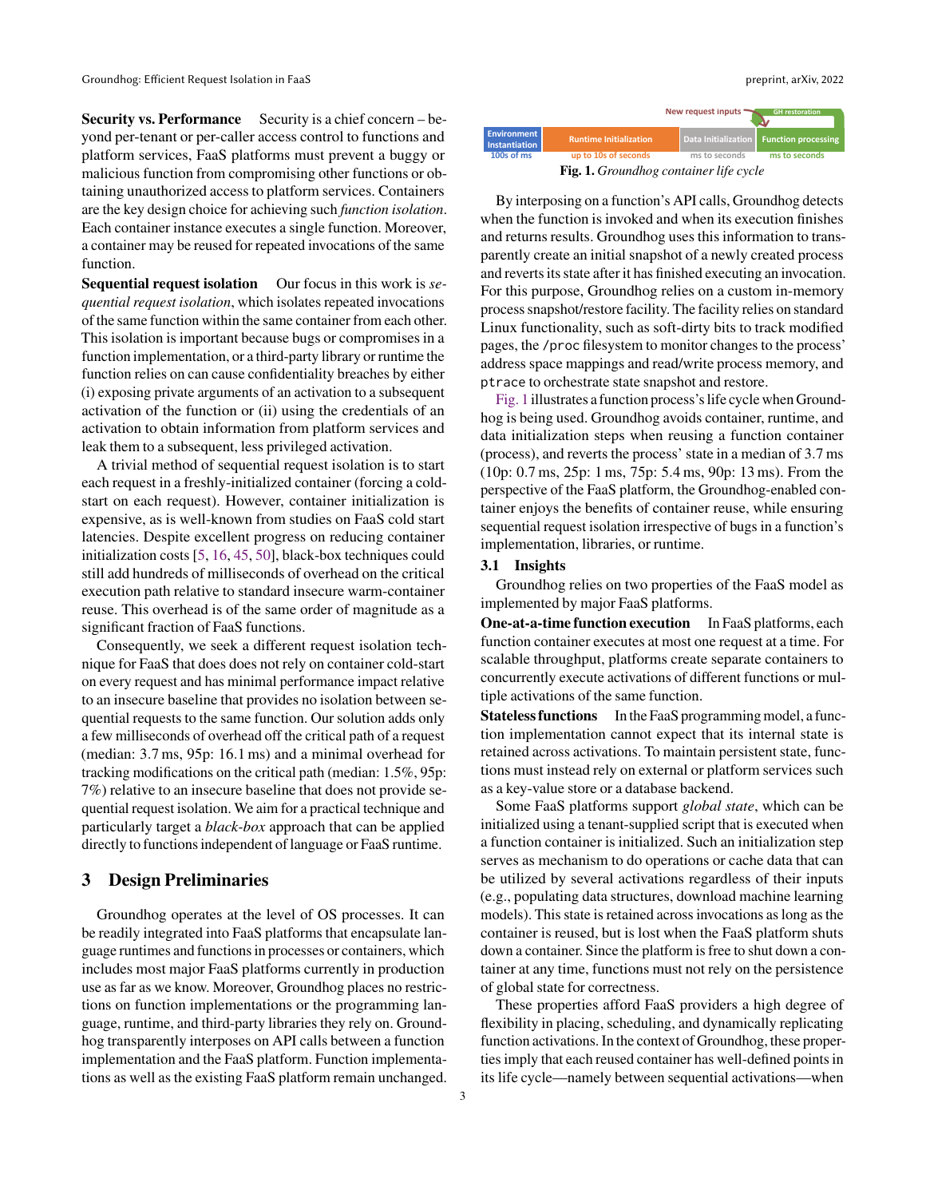**Security vs. Performance** Security is a chief concern – beyond per-tenant or per-caller access control to functions and platform services, FaaS platforms must prevent a buggy or malicious function from compromising other functions or obtaining unauthorized access to platform services. Containers are the key design choice for achieving such *function isolation*. Each container instance executes a single function. Moreover, a container may be reused for repeated invocations of the same function.

**Sequential request isolation** Our focus in this work is *sequential request isolation*, which isolates repeated invocations of the same function within the same container from each other. This isolation is important because bugs or compromises in a function implementation, or a third-party library or runtime the function relies on can cause confidentiality breaches by either (i) exposing private arguments of an activation to a subsequent activation of the function or (ii) using the credentials of an activation to obtain information from platform services and leak them to a subsequent, less privileged activation.

A trivial method of sequential request isolation is to start each request in a freshly-initialized container (forcing a cold-start on each request). However, container initialization is expensive, as is well-known from studies on FaaS cold start latencies. Despite excellent progress on reducing container initialization costs [5, 16, 45, 50], black-box techniques could still add hundreds of milliseconds of overhead on the critical execution path relative to standard insecure warm-container reuse. This overhead is of the same order of magnitude as a significant fraction of FaaS functions.

Consequently, we seek a different request isolation technique for FaaS that does does not rely on container cold-start on every request and has minimal performance impact relative to an insecure baseline that provides no isolation between sequential requests to the same function. Our solution adds only a few milliseconds of overhead off the critical path of a request (median: 3.7 ms, 95p: 16.1 ms) and a minimal overhead for tracking modifications on the critical path (median: 1.5%, 95p: 7%) relative to an insecure baseline that does not provide sequential request isolation. We aim for a practical technique and particularly target a *black-box* approach that can be applied directly to functions independent of language or FaaS runtime.

## 3 Design Preliminaries

Groundhog operates at the level of OS processes. It can be readily integrated into FaaS platforms that encapsulate language runtimes and functions in processes or containers, which includes most major FaaS platforms currently in production use as far as we know. Moreover, Groundhog places no restrictions on function implementations or the programming language, runtime, and third-party libraries they rely on. Groundhog transparently interposes on API calls between a function implementation and the FaaS platform. Function implementations as well as the existing FaaS platform remain unchanged.

| Environment Instantiation | Runtime Initialization | Data Initialization | Function processing |
|---|---|---|---|
| 100s of ms | up to 10s of seconds | ms to seconds | ms to seconds |

New request inputs — GH restoration

**Fig. 1.** *Groundhog container life cycle*

By interposing on a function's API calls, Groundhog detects when the function is invoked and when its execution finishes and returns results. Groundhog uses this information to transparently create an initial snapshot of a newly created process and reverts its state after it has finished executing an invocation. For this purpose, Groundhog relies on a custom in-memory process snapshot/restore facility. The facility relies on standard Linux functionality, such as soft-dirty bits to track modified pages, the `/proc` filesystem to monitor changes to the process' address space mappings and read/write process memory, and `ptrace` to orchestrate state snapshot and restore.

Fig. 1 illustrates a function process's life cycle when Groundhog is being used. Groundhog avoids container, runtime, and data initialization steps when reusing a function container (process), and reverts the process' state in a median of 3.7 ms (10p: 0.7 ms, 25p: 1 ms, 75p: 5.4 ms, 90p: 13 ms). From the perspective of the FaaS platform, the Groundhog-enabled container enjoys the benefits of container reuse, while ensuring sequential request isolation irrespective of bugs in a function's implementation, libraries, or runtime.

### 3.1 Insights

Groundhog relies on two properties of the FaaS model as implemented by major FaaS platforms.

**One-at-a-time function execution** In FaaS platforms, each function container executes at most one request at a time. For scalable throughput, platforms create separate containers to concurrently execute activations of different functions or multiple activations of the same function.

**Stateless functions** In the FaaS programming model, a function implementation cannot expect that its internal state is retained across activations. To maintain persistent state, functions must instead rely on external or platform services such as a key-value store or a database backend.

Some FaaS platforms support *global state*, which can be initialized using a tenant-supplied script that is executed when a function container is initialized. Such an initialization step serves as mechanism to do operations or cache data that can be utilized by several activations regardless of their inputs (e.g., populating data structures, download machine learning models). This state is retained across invocations as long as the container is reused, but is lost when the FaaS platform shuts down a container. Since the platform is free to shut down a container at any time, functions must not rely on the persistence of global state for correctness.

These properties afford FaaS providers a high degree of flexibility in placing, scheduling, and dynamically replicating function activations. In the context of Groundhog, these properties imply that each reused container has well-defined points in its life cycle—namely between sequential activations—when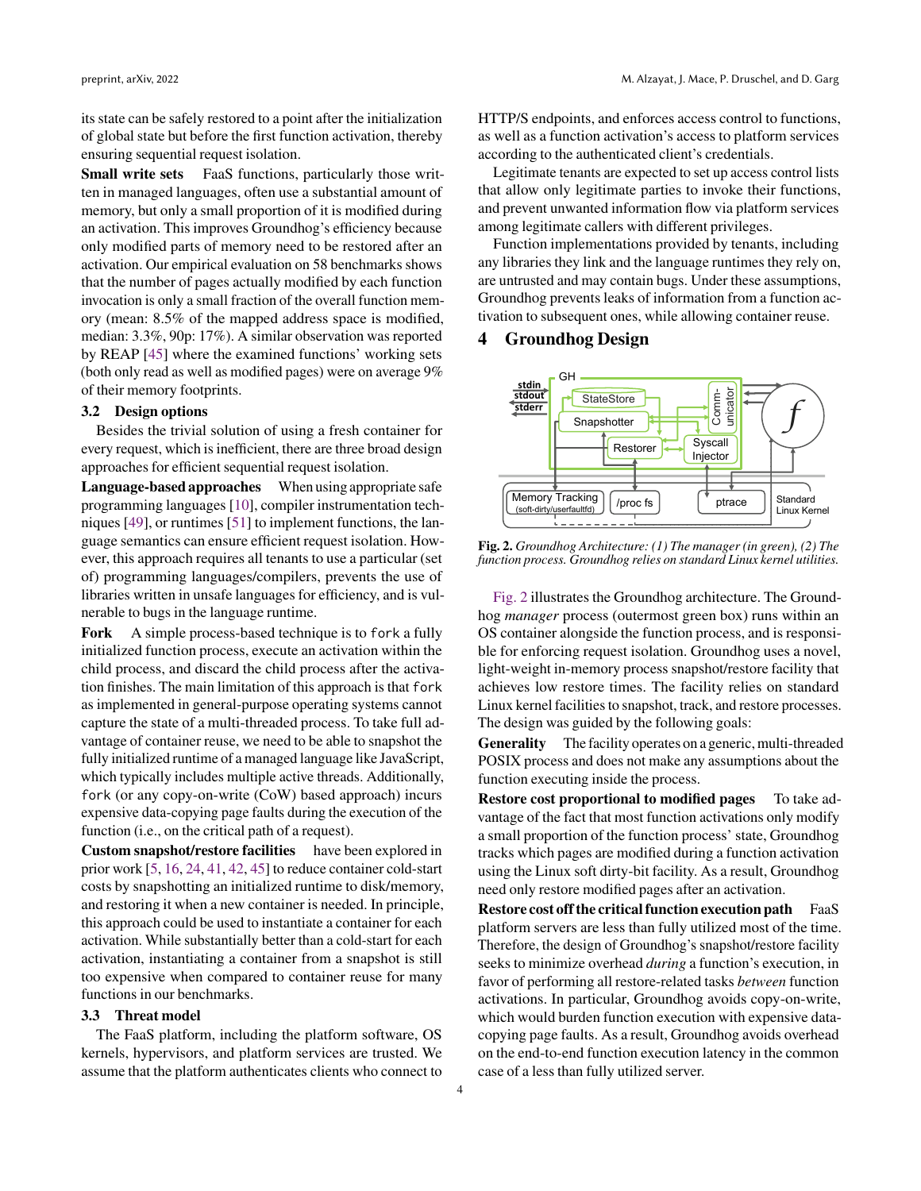its state can be safely restored to a point after the initialization of global state but before the first function activation, thereby ensuring sequential request isolation.

**Small write sets** FaaS functions, particularly those written in managed languages, often use a substantial amount of memory, but only a small proportion of it is modified during an activation. This improves Groundhog's efficiency because only modified parts of memory need to be restored after an activation. Our empirical evaluation on 58 benchmarks shows that the number of pages actually modified by each function invocation is only a small fraction of the overall function memory (mean: 8.5% of the mapped address space is modified, median: 3.3%, 90p: 17%). A similar observation was reported by REAP [45] where the examined functions' working sets (both only read as well as modified pages) were on average 9% of their memory footprints.

### 3.2 Design options

Besides the trivial solution of using a fresh container for every request, which is inefficient, there are three broad design approaches for efficient sequential request isolation.

**Language-based approaches** When using appropriate safe programming languages [10], compiler instrumentation techniques [49], or runtimes [51] to implement functions, the language semantics can ensure efficient request isolation. However, this approach requires all tenants to use a particular (set of) programming languages/compilers, prevents the use of libraries written in unsafe languages for efficiency, and is vulnerable to bugs in the language runtime.

**Fork** A simple process-based technique is to `fork` a fully initialized function process, execute an activation within the child process, and discard the child process after the activation finishes. The main limitation of this approach is that `fork` as implemented in general-purpose operating systems cannot capture the state of a multi-threaded process. To take full advantage of container reuse, we need to be able to snapshot the fully initialized runtime of a managed language like JavaScript, which typically includes multiple active threads. Additionally, `fork` (or any copy-on-write (CoW) based approach) incurs expensive data-copying page faults during the execution of the function (i.e., on the critical path of a request).

**Custom snapshot/restore facilities** have been explored in prior work [5, 16, 24, 41, 42, 45] to reduce container cold-start costs by snapshotting an initialized runtime to disk/memory, and restoring it when a new container is needed. In principle, this approach could be used to instantiate a container for each activation. While substantially better than a cold-start for each activation, instantiating a container from a snapshot is still too expensive when compared to container reuse for many functions in our benchmarks.

### 3.3 Threat model

The FaaS platform, including the platform software, OS kernels, hypervisors, and platform services are trusted. We assume that the platform authenticates clients who connect to HTTP/S endpoints, and enforces access control to functions, as well as a function activation's access to platform services according to the authenticated client's credentials.

Legitimate tenants are expected to set up access control lists that allow only legitimate parties to invoke their functions, and prevent unwanted information flow via platform services among legitimate callers with different privileges.

Function implementations provided by tenants, including any libraries they link and the language runtimes they rely on, are untrusted and may contain bugs. Under these assumptions, Groundhog prevents leaks of information from a function activation to subsequent ones, while allowing container reuse.

## 4 Groundhog Design

**Fig. 2.** *Groundhog Architecture: (1) The manager (in green), (2) The function process. Groundhog relies on standard Linux kernel utilities.*

Fig. 2 illustrates the Groundhog architecture. The Groundhog *manager* process (outermost green box) runs within an OS container alongside the function process, and is responsible for enforcing request isolation. Groundhog uses a novel, light-weight in-memory process snapshot/restore facility that achieves low restore times. The facility relies on standard Linux kernel facilities to snapshot, track, and restore processes. The design was guided by the following goals:

**Generality** The facility operates on a generic, multi-threaded POSIX process and does not make any assumptions about the function executing inside the process.

**Restore cost proportional to modified pages** To take advantage of the fact that most function activations only modify a small proportion of the function process' state, Groundhog tracks which pages are modified during a function activation using the Linux soft dirty-bit facility. As a result, Groundhog need only restore modified pages after an activation.

**Restore cost off the critical function execution path** FaaS platform servers are less than fully utilized most of the time. Therefore, the design of Groundhog's snapshot/restore facility seeks to minimize overhead *during* a function's execution, in favor of performing all restore-related tasks *between* function activations. In particular, Groundhog avoids copy-on-write, which would burden function execution with expensive data-copying page faults. As a result, Groundhog avoids overhead on the end-to-end function execution latency in the common case of a less than fully utilized server.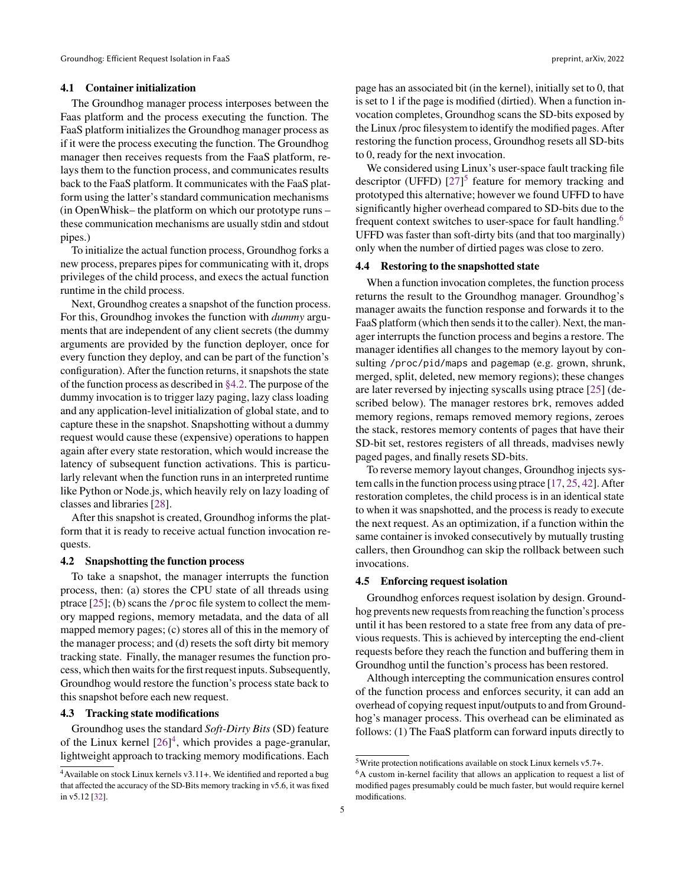### 4.1 Container initialization

The Groundhog manager process interposes between the Faas platform and the process executing the function. The FaaS platform initializes the Groundhog manager process as if it were the process executing the function. The Groundhog manager then receives requests from the FaaS platform, relays them to the function process, and communicates results back to the FaaS platform. It communicates with the FaaS platform using the latter's standard communication mechanisms (in OpenWhisk– the platform on which our prototype runs – these communication mechanisms are usually stdin and stdout pipes.)

To initialize the actual function process, Groundhog forks a new process, prepares pipes for communicating with it, drops privileges of the child process, and execs the actual function runtime in the child process.

Next, Groundhog creates a snapshot of the function process. For this, Groundhog invokes the function with *dummy* arguments that are independent of any client secrets (the dummy arguments are provided by the function deployer, once for every function they deploy, and can be part of the function's configuration). After the function returns, it snapshots the state of the function process as described in §4.2. The purpose of the dummy invocation is to trigger lazy paging, lazy class loading and any application-level initialization of global state, and to capture these in the snapshot. Snapshotting without a dummy request would cause these (expensive) operations to happen again after every state restoration, which would increase the latency of subsequent function activations. This is particularly relevant when the function runs in an interpreted runtime like Python or Node.js, which heavily rely on lazy loading of classes and libraries [28].

After this snapshot is created, Groundhog informs the platform that it is ready to receive actual function invocation requests.

### 4.2 Snapshotting the function process

To take a snapshot, the manager interrupts the function process, then: (a) stores the CPU state of all threads using ptrace [25]; (b) scans the `/proc` file system to collect the memory mapped regions, memory metadata, and the data of all mapped memory pages; (c) stores all of this in the memory of the manager process; and (d) resets the soft dirty bit memory tracking state. Finally, the manager resumes the function process, which then waits for the first request inputs. Subsequently, Groundhog would restore the function's process state back to this snapshot before each new request.

### 4.3 Tracking state modifications

Groundhog uses the standard *Soft-Dirty Bits* (SD) feature of the Linux kernel [26][4], which provides a page-granular, lightweight approach to tracking memory modifications. Each page has an associated bit (in the kernel), initially set to 0, that is set to 1 if the page is modified (dirtied). When a function invocation completes, Groundhog scans the SD-bits exposed by the Linux /proc filesystem to identify the modified pages. After restoring the function process, Groundhog resets all SD-bits to 0, ready for the next invocation.

We considered using Linux's user-space fault tracking file descriptor (UFFD) [27][5] feature for memory tracking and prototyped this alternative; however we found UFFD to have significantly higher overhead compared to SD-bits due to the frequent context switches to user-space for fault handling.[6] UFFD was faster than soft-dirty bits (and that too marginally) only when the number of dirtied pages was close to zero.

### 4.4 Restoring to the snapshotted state

When a function invocation completes, the function process returns the result to the Groundhog manager. Groundhog's manager awaits the function response and forwards it to the FaaS platform (which then sends it to the caller). Next, the manager interrupts the function process and begins a restore. The manager identifies all changes to the memory layout by consulting `/proc/pid/maps` and `pagemap` (e.g. grown, shrunk, merged, split, deleted, new memory regions); these changes are later reversed by injecting syscalls using ptrace [25] (described below). The manager restores `brk`, removes added memory regions, remaps removed memory regions, zeroes the stack, restores memory contents of pages that have their SD-bit set, restores registers of all threads, madvises newly paged pages, and finally resets SD-bits.

To reverse memory layout changes, Groundhog injects system calls in the function process using ptrace [17, 25, 42]. After restoration completes, the child process is in an identical state to when it was snapshotted, and the process is ready to execute the next request. As an optimization, if a function within the same container is invoked consecutively by mutually trusting callers, then Groundhog can skip the rollback between such invocations.

### 4.5 Enforcing request isolation

Groundhog enforces request isolation by design. Groundhog prevents new requests from reaching the function's process until it has been restored to a state free from any data of previous requests. This is achieved by intercepting the end-client requests before they reach the function and buffering them in Groundhog until the function's process has been restored.

Although intercepting the communication ensures control of the function process and enforces security, it can add an overhead of copying request input/outputs to and from Groundhog's manager process. This overhead can be eliminated as follows: (1) The FaaS platform can forward inputs directly to

---

[4] Available on stock Linux kernels v3.11+. We identified and reported a bug that affected the accuracy of the SD-Bits memory tracking in v5.6, it was fixed in v5.12 [32].

[5] Write protection notifications available on stock Linux kernels v5.7+.

[6] A custom in-kernel facility that allows an application to request a list of modified pages presumably could be much faster, but would require kernel modifications.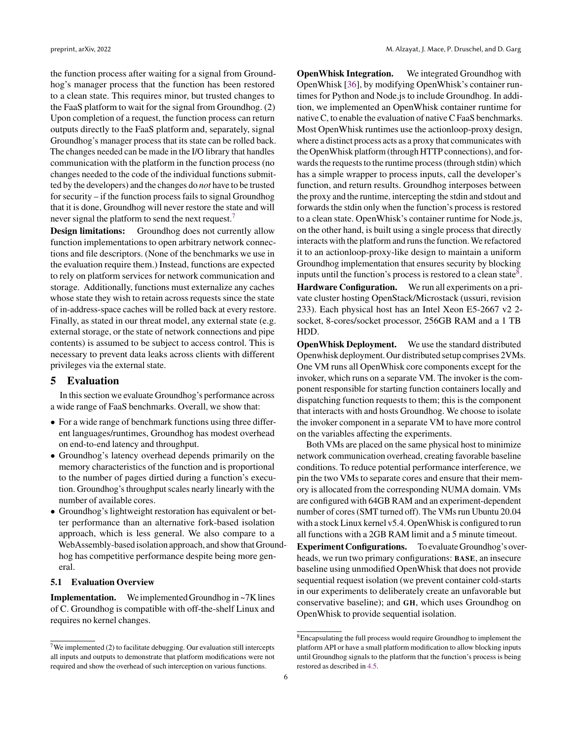the function process after waiting for a signal from Groundhog's manager process that the function has been restored to a clean state. This requires minor, but trusted changes to the FaaS platform to wait for the signal from Groundhog. (2) Upon completion of a request, the function process can return outputs directly to the FaaS platform and, separately, signal Groundhog's manager process that its state can be rolled back. The changes needed can be made in the I/O library that handles communication with the platform in the function process (no changes needed to the code of the individual functions submitted by the developers) and the changes do *not* have to be trusted for security – if the function process fails to signal Groundhog that it is done, Groundhog will never restore the state and will never signal the platform to send the next request.[7]

**Design limitations:** Groundhog does not currently allow function implementations to open arbitrary network connections and file descriptors. (None of the benchmarks we use in the evaluation require them.) Instead, functions are expected to rely on platform services for network communication and storage. Additionally, functions must externalize any caches whose state they wish to retain across requests since the state of in-address-space caches will be rolled back at every restore. Finally, as stated in our threat model, any external state (e.g. external storage, or the state of network connections and pipe contents) is assumed to be subject to access control. This is necessary to prevent data leaks across clients with different privileges via the external state.

## 5 Evaluation

In this section we evaluate Groundhog's performance across a wide range of FaaS benchmarks. Overall, we show that:

- For a wide range of benchmark functions using three different languages/runtimes, Groundhog has modest overhead on end-to-end latency and throughput.
- Groundhog's latency overhead depends primarily on the memory characteristics of the function and is proportional to the number of pages dirtied during a function's execution. Groundhog's throughput scales nearly linearly with the number of available cores.
- Groundhog's lightweight restoration has equivalent or better performance than an alternative fork-based isolation approach, which is less general. We also compare to a WebAssembly-based isolation approach, and show that Groundhog has competitive performance despite being more general.

### 5.1 Evaluation Overview

**Implementation.** We implemented Groundhog in ~7K lines of C. Groundhog is compatible with off-the-shelf Linux and requires no kernel changes.

**OpenWhisk Integration.** We integrated Groundhog with OpenWhisk [36], by modifying OpenWhisk's container runtimes for Python and Node.js to include Groundhog. In addition, we implemented an OpenWhisk container runtime for native C, to enable the evaluation of native C FaaS benchmarks. Most OpenWhisk runtimes use the actionloop-proxy design, where a distinct process acts as a proxy that communicates with the OpenWhisk platform (through HTTP connections), and forwards the requests to the runtime process (through stdin) which has a simple wrapper to process inputs, call the developer's function, and return results. Groundhog interposes between the proxy and the runtime, intercepting the stdin and stdout and forwards the stdin only when the function's process is restored to a clean state. OpenWhisk's container runtime for Node.js, on the other hand, is built using a single process that directly interacts with the platform and runs the function. We refactored it to an actionloop-proxy-like design to maintain a uniform Groundhog implementation that ensures security by blocking inputs until the function's process is restored to a clean state[8].

**Hardware Configuration.** We run all experiments on a private cluster hosting OpenStack/Microstack (ussuri, revision 233). Each physical host has an Intel Xeon E5-2667 v2 2-socket, 8-cores/socket processor, 256GB RAM and a 1 TB HDD.

**OpenWhisk Deployment.** We use the standard distributed Openwhisk deployment. Our distributed setup comprises 2VMs. One VM runs all OpenWhisk core components except for the invoker, which runs on a separate VM. The invoker is the component responsible for starting function containers locally and dispatching function requests to them; this is the component that interacts with and hosts Groundhog. We choose to isolate the invoker component in a separate VM to have more control on the variables affecting the experiments.

Both VMs are placed on the same physical host to minimize network communication overhead, creating favorable baseline conditions. To reduce potential performance interference, we pin the two VMs to separate cores and ensure that their memory is allocated from the corresponding NUMA domain. VMs are configured with 64GB RAM and an experiment-dependent number of cores (SMT turned off). The VMs run Ubuntu 20.04 with a stock Linux kernel v5.4. OpenWhisk is configured to run all functions with a 2GB RAM limit and a 5 minute timeout.

**Experiment Configurations.** To evaluate Groundhog's overheads, we run two primary configurations: **BASE**, an insecure baseline using unmodified OpenWhisk that does not provide sequential request isolation (we prevent container cold-starts in our experiments to deliberately create an unfavorable but conservative baseline); and **GH**, which uses Groundhog on OpenWhisk to provide sequential isolation.

---

[7] We implemented (2) to facilitate debugging. Our evaluation still intercepts all inputs and outputs to demonstrate that platform modifications were not required and show the overhead of such interception on various functions.

[8] Encapsulating the full process would require Groundhog to implement the platform API or have a small platform modification to allow blocking inputs until Groundhog signals to the platform that the function's process is being restored as described in 4.5.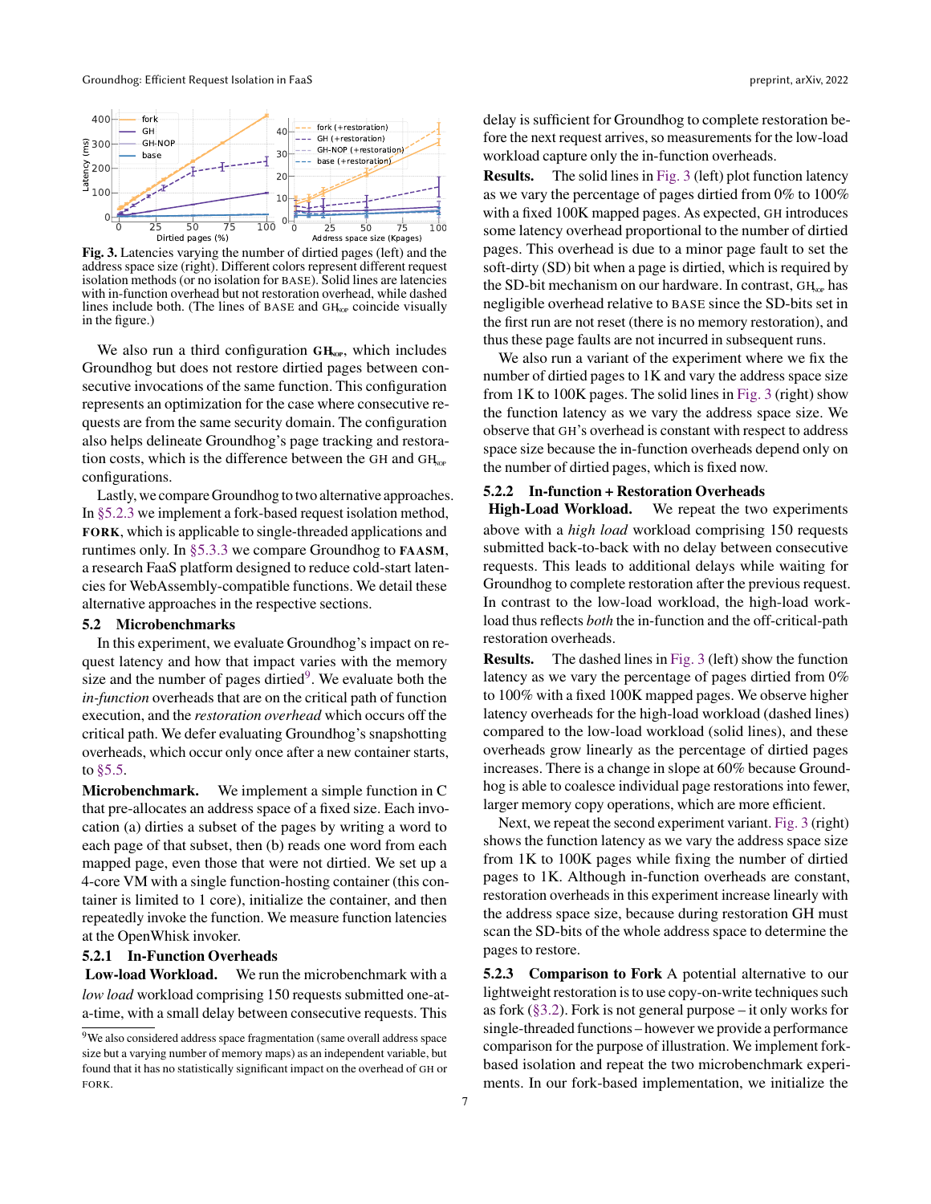Fig. 3. Latencies varying the number of dirtied pages (left) and the address space size (right). Different colors represent different request isolation methods (or no isolation for BASE). Solid lines are latencies with in-function overhead but not restoration overhead, while dashed lines include both. (The lines of BASE and $GH_{NOP}$ coincide visually in the figure.)

We also run a third configuration $\mathbf{GH_{NOP}}$, which includes Groundhog but does not restore dirtied pages between consecutive invocations of the same function. This configuration represents an optimization for the case where consecutive requests are from the same security domain. The configuration also helps delineate Groundhog's page tracking and restoration costs, which is the difference between the GH and $GH_{NOP}$ configurations.

Lastly, we compare Groundhog to two alternative approaches. In §5.2.3 we implement a fork-based request isolation method, **FORK**, which is applicable to single-threaded applications and runtimes only. In §5.3.3 we compare Groundhog to **FAASM**, a research FaaS platform designed to reduce cold-start latencies for WebAssembly-compatible functions. We detail these alternative approaches in the respective sections.

### 5.2 Microbenchmarks

In this experiment, we evaluate Groundhog's impact on request latency and how that impact varies with the memory size and the number of pages dirtied[9]. We evaluate both the *in-function* overheads that are on the critical path of function execution, and the *restoration overhead* which occurs off the critical path. We defer evaluating Groundhog's snapshotting overheads, which occur only once after a new container starts, to §5.5.

**Microbenchmark.** We implement a simple function in C that pre-allocates an address space of a fixed size. Each invocation (a) dirties a subset of the pages by writing a word to each page of that subset, then (b) reads one word from each mapped page, even those that were not dirtied. We set up a 4-core VM with a single function-hosting container (this container is limited to 1 core), initialize the container, and then repeatedly invoke the function. We measure function latencies at the OpenWhisk invoker.

#### 5.2.1 In-Function Overheads

**Low-load Workload.** We run the microbenchmark with a *low load* workload comprising 150 requests submitted one-at-a-time, with a small delay between consecutive requests. This delay is sufficient for Groundhog to complete restoration before the next request arrives, so measurements for the low-load workload capture only the in-function overheads.

**Results.** The solid lines in Fig. 3 (left) plot function latency as we vary the percentage of pages dirtied from 0% to 100% with a fixed 100K mapped pages. As expected, GH introduces some latency overhead proportional to the number of dirtied pages. This overhead is due to a minor page fault to set the soft-dirty (SD) bit when a page is dirtied, which is required by the SD-bit mechanism on our hardware. In contrast, $GH_{NOP}$ has negligible overhead relative to BASE since the SD-bits set in the first run are not reset (there is no memory restoration), and thus these page faults are not incurred in subsequent runs.

We also run a variant of the experiment where we fix the number of dirtied pages to 1K and vary the address space size from 1K to 100K pages. The solid lines in Fig. 3 (right) show the function latency as we vary the address space size. We observe that GH's overhead is constant with respect to address space size because the in-function overheads depend only on the number of dirtied pages, which is fixed now.

#### 5.2.2 In-function + Restoration Overheads

**High-Load Workload.** We repeat the two experiments above with a *high load* workload comprising 150 requests submitted back-to-back with no delay between consecutive requests. This leads to additional delays while waiting for Groundhog to complete restoration after the previous request. In contrast to the low-load workload, the high-load workload thus reflects *both* the in-function and the off-critical-path restoration overheads.

**Results.** The dashed lines in Fig. 3 (left) show the function latency as we vary the percentage of pages dirtied from 0% to 100% with a fixed 100K mapped pages. We observe higher latency overheads for the high-load workload (dashed lines) compared to the low-load workload (solid lines), and these overheads grow linearly as the percentage of dirtied pages increases. There is a change in slope at 60% because Groundhog is able to coalesce individual page restorations into fewer, larger memory copy operations, which are more efficient.

Next, we repeat the second experiment variant. Fig. 3 (right) shows the function latency as we vary the address space size from 1K to 100K pages while fixing the number of dirtied pages to 1K. Although in-function overheads are constant, restoration overheads in this experiment increase linearly with the address space size, because during restoration GH must scan the SD-bits of the whole address space to determine the pages to restore.

#### 5.2.3 Comparison to Fork

A potential alternative to our lightweight restoration is to use copy-on-write techniques such as fork (§3.2). Fork is not general purpose – it only works for single-threaded functions – however we provide a performance comparison for the purpose of illustration. We implement fork-based isolation and repeat the two microbenchmark experiments. In our fork-based implementation, we initialize the

[9] We also considered address space fragmentation (same overall address space size but a varying number of memory maps) as an independent variable, but found that it has no statistically significant impact on the overhead of GH or FORK.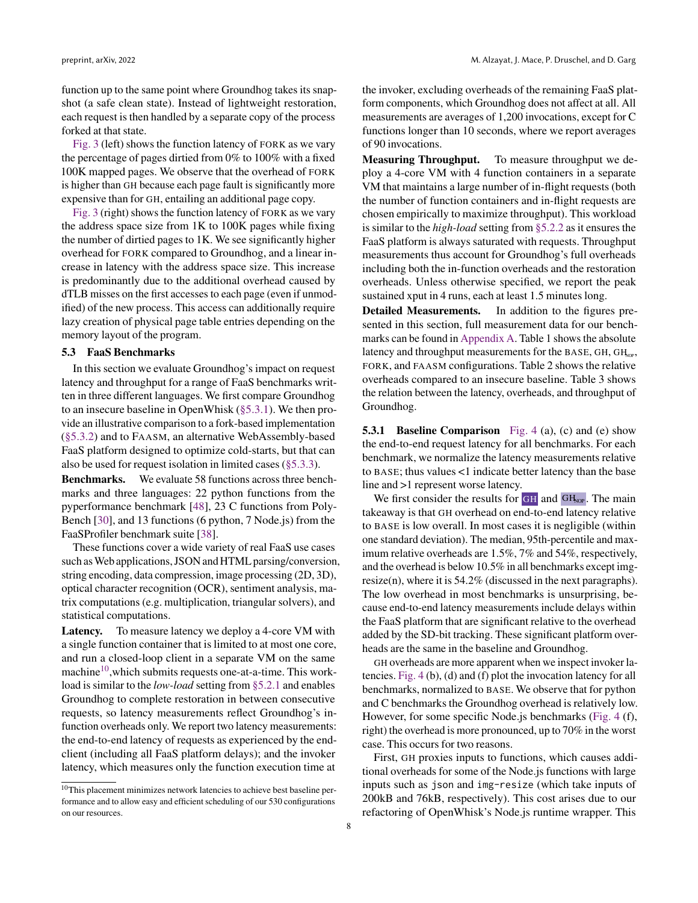function up to the same point where Groundhog takes its snapshot (a safe clean state). Instead of lightweight restoration, each request is then handled by a separate copy of the process forked at that state.

Fig. 3 (left) shows the function latency of FORK as we vary the percentage of pages dirtied from 0% to 100% with a fixed 100K mapped pages. We observe that the overhead of FORK is higher than GH because each page fault is significantly more expensive than for GH, entailing an additional page copy.

Fig. 3 (right) shows the function latency of FORK as we vary the address space size from 1K to 100K pages while fixing the number of dirtied pages to 1K. We see significantly higher overhead for FORK compared to Groundhog, and a linear increase in latency with the address space size. This increase is predominantly due to the additional overhead caused by dTLB misses on the first accesses to each page (even if unmodified) of the new process. This access can additionally require lazy creation of physical page table entries depending on the memory layout of the program.

### 5.3 FaaS Benchmarks

In this section we evaluate Groundhog's impact on request latency and throughput for a range of FaaS benchmarks written in three different languages. We first compare Groundhog to an insecure baseline in OpenWhisk (§5.3.1). We then provide an illustrative comparison to a fork-based implementation (§5.3.2) and to FAASM, an alternative WebAssembly-based FaaS platform designed to optimize cold-starts, but that can also be used for request isolation in limited cases (§5.3.3).

**Benchmarks.** We evaluate 58 functions across three benchmarks and three languages: 22 python functions from the pyperformance benchmark [48], 23 C functions from PolyBench [30], and 13 functions (6 python, 7 Node.js) from the FaaSProfiler benchmark suite [38].

These functions cover a wide variety of real FaaS use cases such as Web applications, JSON and HTML parsing/conversion, string encoding, data compression, image processing (2D, 3D), optical character recognition (OCR), sentiment analysis, matrix computations (e.g. multiplication, triangular solvers), and statistical computations.

**Latency.** To measure latency we deploy a 4-core VM with a single function container that is limited to at most one core, and run a closed-loop client in a separate VM on the same machine[10], which submits requests one-at-a-time. This workload is similar to the *low-load* setting from §5.2.1 and enables Groundhog to complete restoration in between consecutive requests, so latency measurements reflect Groundhog's in-function overheads only. We report two latency measurements: the end-to-end latency of requests as experienced by the end-client (including all FaaS platform delays); and the invoker latency, which measures only the function execution time at the invoker, excluding overheads of the remaining FaaS platform components, which Groundhog does not affect at all. All measurements are averages of 1,200 invocations, except for C functions longer than 10 seconds, where we report averages of 90 invocations.

**Measuring Throughput.** To measure throughput we deploy a 4-core VM with 4 function containers in a separate VM that maintains a large number of in-flight requests (both the number of function containers and in-flight requests are chosen empirically to maximize throughput). This workload is similar to the *high-load* setting from §5.2.2 as it ensures the FaaS platform is always saturated with requests. Throughput measurements thus account for Groundhog's full overheads including both the in-function overheads and the restoration overheads. Unless otherwise specified, we report the peak sustained xput in 4 runs, each at least 1.5 minutes long.

**Detailed Measurements.** In addition to the figures presented in this section, full measurement data for our benchmarks can be found in Appendix A. Table 1 shows the absolute latency and throughput measurements for the BASE, GH, $GH_{NOP}$, FORK, and FAASM configurations. Table 2 shows the relative overheads compared to an insecure baseline. Table 3 shows the relation between the latency, overheads, and throughput of Groundhog.

#### 5.3.1 Baseline Comparison

Fig. 4 (a), (c) and (e) show the end-to-end request latency for all benchmarks. For each benchmark, we normalize the latency measurements relative to BASE; thus values <1 indicate better latency than the base line and >1 represent worse latency.

We first consider the results for GH and $GH_{NOP}$. The main takeaway is that GH overhead on end-to-end latency relative to BASE is low overall. In most cases it is negligible (within one standard deviation). The median, 95th-percentile and maximum relative overheads are 1.5%, 7% and 54%, respectively, and the overhead is below 10.5% in all benchmarks except img-resize(n), where it is 54.2% (discussed in the next paragraphs). The low overhead in most benchmarks is unsurprising, because end-to-end latency measurements include delays within the FaaS platform that are significant relative to the overhead added by the SD-bit tracking. These significant platform overheads are the same in the baseline and Groundhog.

GH overheads are more apparent when we inspect invoker latencies. Fig. 4 (b), (d) and (f) plot the invocation latency for all benchmarks, normalized to BASE. We observe that for python and C benchmarks the Groundhog overhead is relatively low. However, for some specific Node.js benchmarks (Fig. 4 (f), right) the overhead is more pronounced, up to 70% in the worst case. This occurs for two reasons.

First, GH proxies inputs to functions, which causes additional overheads for some of the Node.js functions with large inputs such as `json` and `img-resize` (which take inputs of 200kB and 76kB, respectively). This cost arises due to our refactoring of OpenWhisk's Node.js runtime wrapper. This

---

[10] This placement minimizes network latencies to achieve best baseline performance and to allow easy and efficient scheduling of our 530 configurations on our resources.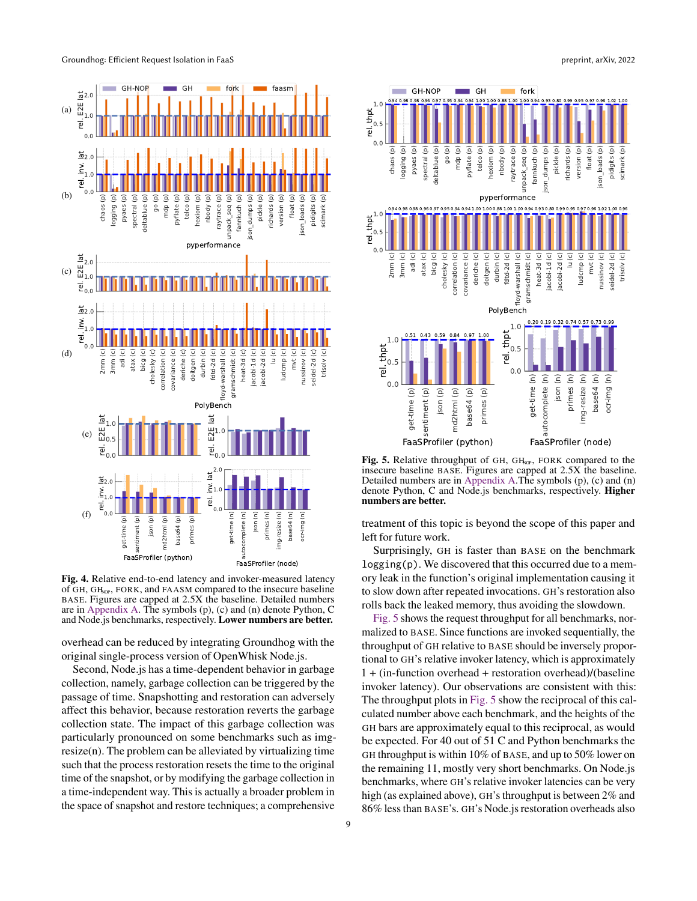**Fig. 4.** Relative end-to-end latency and invoker-measured latency of GH, $GH_{NOP}$, FORK, and FAASM compared to the insecure baseline BASE. Figures are capped at 2.5X the baseline. Detailed numbers are in Appendix A. The symbols (p), (c) and (n) denote Python, C and Node.js benchmarks, respectively. **Lower numbers are better.**

overhead can be reduced by integrating Groundhog with the original single-process version of OpenWhisk Node.js.

Second, Node.js has a time-dependent behavior in garbage collection, namely, garbage collection can be triggered by the passage of time. Snapshotting and restoration can adversely affect this behavior, because restoration reverts the garbage collection state. The impact of this garbage collection was particularly pronounced on some benchmarks such as img-resize(n). The problem can be alleviated by virtualizing time such that the process restoration resets the time to the original time of the snapshot, or by modifying the garbage collection in a time-independent way. This is actually a broader problem in the space of snapshot and restore techniques; a comprehensive treatment of this topic is beyond the scope of this paper and left for future work.

**Fig. 5.** Relative throughput of GH, $GH_{NOP}$, FORK compared to the insecure baseline BASE. Figures are capped at 2.5X the baseline. Detailed numbers are in Appendix A.The symbols (p), (c) and (n) denote Python, C and Node.js benchmarks, respectively. **Higher numbers are better.**

Surprisingly, GH is faster than BASE on the benchmark logging(p). We discovered that this occurred due to a memory leak in the function's original implementation causing it to slow down after repeated invocations. GH's restoration also rolls back the leaked memory, thus avoiding the slowdown.

Fig. 5 shows the request throughput for all benchmarks, normalized to BASE. Since functions are invoked sequentially, the throughput of GH relative to BASE should be inversely proportional to GH's relative invoker latency, which is approximately 1 + (in-function overhead + restoration overhead)/(baseline invoker latency). Our observations are consistent with this: The throughput plots in Fig. 5 show the reciprocal of this calculated number above each benchmark, and the heights of the GH bars are approximately equal to this reciprocal, as would be expected. For 40 out of 51 C and Python benchmarks the GH throughput is within 10% of BASE, and up to 50% lower on the remaining 11, mostly very short benchmarks. On Node.js benchmarks, where GH's relative invoker latencies can be very high (as explained above), GH's throughput is between 2% and 86% less than BASE's. GH's Node.js restoration overheads also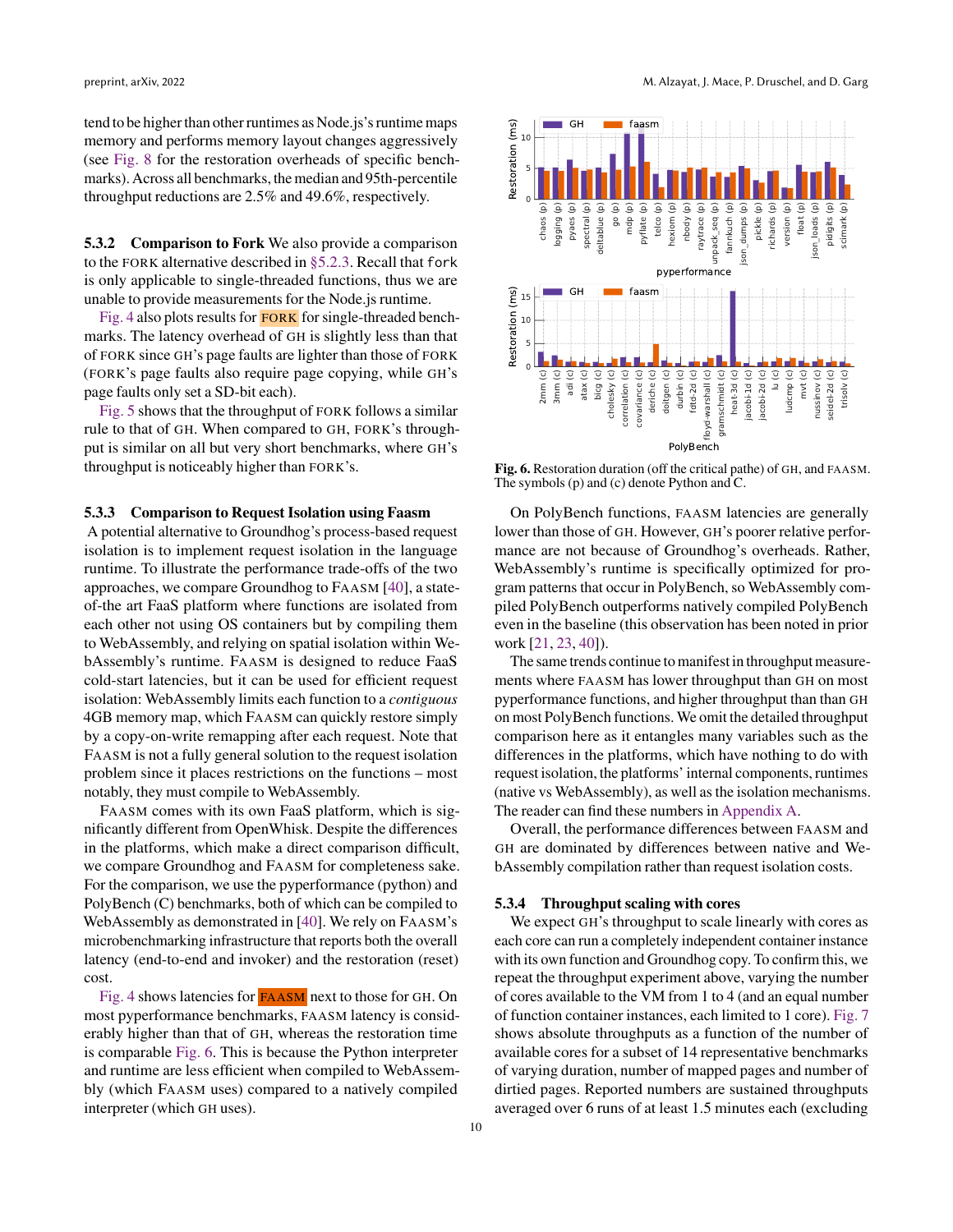tend to be higher than other runtimes as Node.js's runtime maps memory and performs memory layout changes aggressively (see Fig. 8 for the restoration overheads of specific benchmarks). Across all benchmarks, the median and 95th-percentile throughput reductions are 2.5% and 49.6%, respectively.

#### 5.3.2 Comparison to Fork

We also provide a comparison to the FORK alternative described in §5.2.3. Recall that `fork` is only applicable to single-threaded functions, thus we are unable to provide measurements for the Node.js runtime.

Fig. 4 also plots results for FORK for single-threaded benchmarks. The latency overhead of GH is slightly less than that of FORK since GH's page faults are lighter than those of FORK (FORK's page faults also require page copying, while GH's page faults only set a SD-bit each).

Fig. 5 shows that the throughput of FORK follows a similar rule to that of GH. When compared to GH, FORK's throughput is similar on all but very short benchmarks, where GH's throughput is noticeably higher than FORK's.

#### 5.3.3 Comparison to Request Isolation using Faasm

A potential alternative to Groundhog's process-based request isolation is to implement request isolation in the language runtime. To illustrate the performance trade-offs of the two approaches, we compare Groundhog to FAASM [40], a state-of-the art FaaS platform where functions are isolated from each other not using OS containers but by compiling them to WebAssembly, and relying on spatial isolation within WebAssembly's runtime. FAASM is designed to reduce FaaS cold-start latencies, but it can be used for efficient request isolation: WebAssembly limits each function to a *contiguous* 4GB memory map, which FAASM can quickly restore simply by a copy-on-write remapping after each request. Note that FAASM is not a fully general solution to the request isolation problem since it places restrictions on the functions – most notably, they must compile to WebAssembly.

FAASM comes with its own FaaS platform, which is significantly different from OpenWhisk. Despite the differences in the platforms, which make a direct comparison difficult, we compare Groundhog and FAASM for completeness sake. For the comparison, we use the pyperformance (python) and PolyBench (C) benchmarks, both of which can be compiled to WebAssembly as demonstrated in [40]. We rely on FAASM's microbenchmarking infrastructure that reports both the overall latency (end-to-end and invoker) and the restoration (reset) cost.

Fig. 4 shows latencies for FAASM next to those for GH. On most pyperformance benchmarks, FAASM latency is considerably higher than that of GH, whereas the restoration time is comparable Fig. 6. This is because the Python interpreter and runtime are less efficient when compiled to WebAssembly (which FAASM uses) compared to a natively compiled interpreter (which GH uses).

**Fig. 6.** Restoration duration (off the critical pathe) of GH, and FAASM. The symbols (p) and (c) denote Python and C.

On PolyBench functions, FAASM latencies are generally lower than those of GH. However, GH's poorer relative performance are not because of Groundhog's overheads. Rather, WebAssembly's runtime is specifically optimized for program patterns that occur in PolyBench, so WebAssembly compiled PolyBench outperforms natively compiled PolyBench even in the baseline (this observation has been noted in prior work [21, 23, 40]).

The same trends continue to manifest in throughput measurements where FAASM has lower throughput than GH on most pyperformance functions, and higher throughput than than GH on most PolyBench functions. We omit the detailed throughput comparison here as it entangles many variables such as the differences in the platforms, which have nothing to do with request isolation, the platforms' internal components, runtimes (native vs WebAssembly), as well as the isolation mechanisms. The reader can find these numbers in Appendix A.

Overall, the performance differences between FAASM and GH are dominated by differences between native and WebAssembly compilation rather than request isolation costs.

#### 5.3.4 Throughput scaling with cores

We expect GH's throughput to scale linearly with cores as each core can run a completely independent container instance with its own function and Groundhog copy. To confirm this, we repeat the throughput experiment above, varying the number of cores available to the VM from 1 to 4 (and an equal number of function container instances, each limited to 1 core). Fig. 7 shows absolute throughputs as a function of the number of available cores for a subset of 14 representative benchmarks of varying duration, number of mapped pages and number of dirtied pages. Reported numbers are sustained throughputs averaged over 6 runs of at least 1.5 minutes each (excluding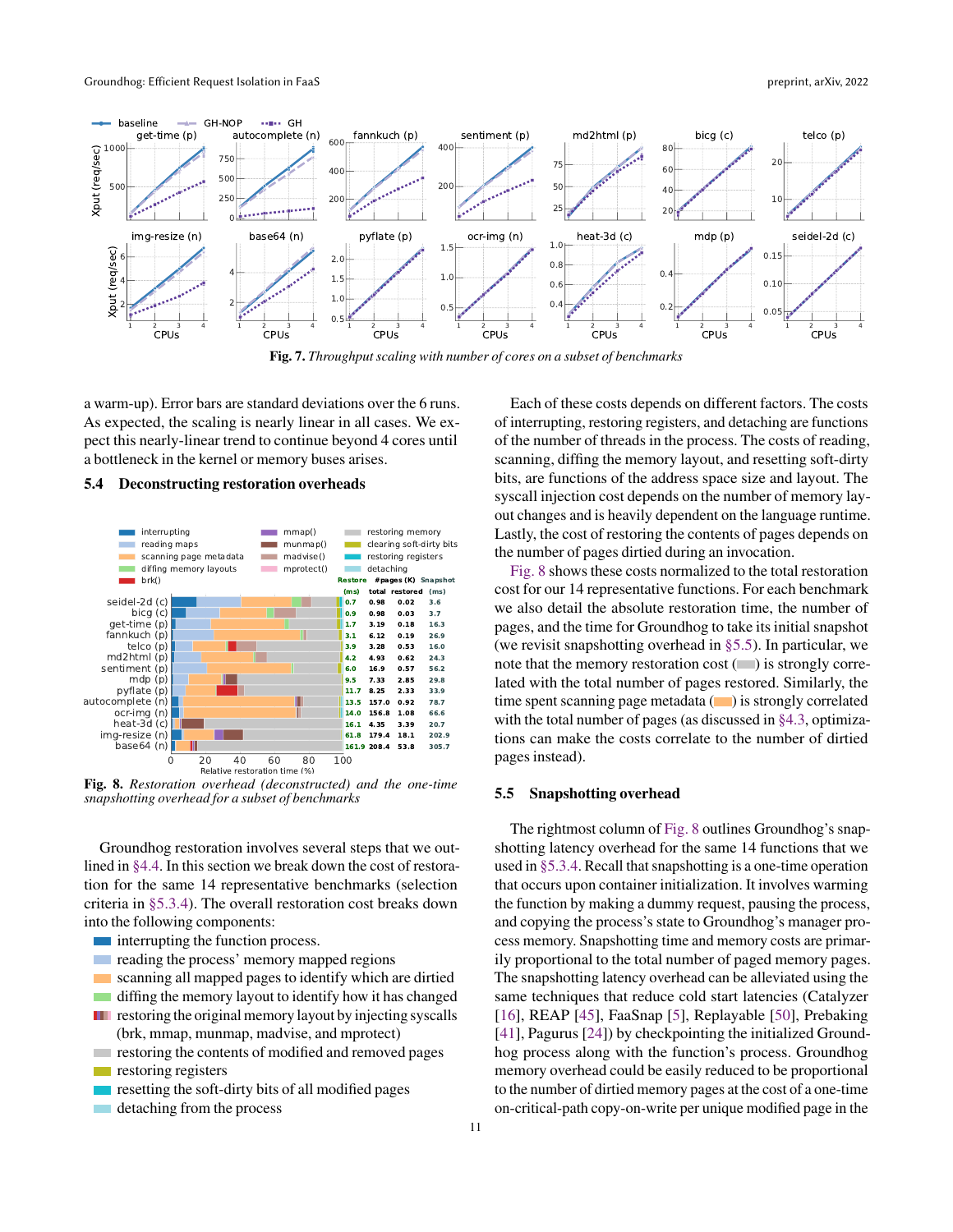Fig. 7. *Throughput scaling with number of cores on a subset of benchmarks*

a warm-up). Error bars are standard deviations over the 6 runs. As expected, the scaling is nearly linear in all cases. We expect this nearly-linear trend to continue beyond 4 cores until a bottleneck in the kernel or memory buses arises.

### 5.4 Deconstructing restoration overheads

| | Restore (ms) | #pages (K) total | #pages (K) restored | Snapshot (ms) |
|---|---|---|---|---|
| seidel-2d (c) | 0.7 | 0.98 | 0.02 | 3.6 |
| bicg (c) | 0.9 | 0.98 | 0.03 | 3.7 |
| get-time (p) | 1.7 | 3.19 | 0.18 | 16.3 |
| fannkuch (p) | 3.1 | 6.12 | 0.19 | 26.9 |
| telco (p) | 3.9 | 3.28 | 0.53 | 16.0 |
| md2html (p) | 4.2 | 4.93 | 0.62 | 24.3 |
| sentiment (p) | 6.0 | 16.9 | 0.57 | 56.2 |
| mdp (p) | 9.5 | 7.33 | 2.85 | 29.8 |
| pyflate (p) | 11.7 | 8.25 | 2.33 | 33.9 |
| autocomplete (n) | 13.5 | 157.0 | 0.92 | 78.7 |
| ocr-img (n) | 14.0 | 156.8 | 1.08 | 66.6 |
| heat-3d (c) | 16.1 | 4.35 | 3.39 | 20.7 |
| img-resize (n) | 61.8 | 179.4 | 18.1 | 202.9 |
| base64 (n) | 161.9 | 208.4 | 53.8 | 305.7 |

**Fig. 8.** *Restoration overhead (deconstructed) and the one-time snapshotting overhead for a subset of benchmarks*

Groundhog restoration involves several steps that we outlined in §4.4. In this section we break down the cost of restoration for the same 14 representative benchmarks (selection criteria in §5.3.4). The overall restoration cost breaks down into the following components:

- interrupting the function process.
- reading the process' memory mapped regions
- scanning all mapped pages to identify which are dirtied
- diffing the memory layout to identify how it has changed
- restoring the original memory layout by injecting syscalls (brk, mmap, munmap, madvise, and mprotect)
- restoring the contents of modified and removed pages
- restoring registers
- resetting the soft-dirty bits of all modified pages
- detaching from the process

Each of these costs depends on different factors. The costs of interrupting, restoring registers, and detaching are functions of the number of threads in the process. The costs of reading, scanning, diffing the memory layout, and resetting soft-dirty bits, are functions of the address space size and layout. The syscall injection cost depends on the number of memory layout changes and is heavily dependent on the language runtime. Lastly, the cost of restoring the contents of pages depends on the number of pages dirtied during an invocation.

Fig. 8 shows these costs normalized to the total restoration cost for our 14 representative functions. For each benchmark we also detail the absolute restoration time, the number of pages, and the time for Groundhog to take its initial snapshot (we revisit snapshotting overhead in §5.5). In particular, we note that the memory restoration cost (gray) is strongly correlated with the total number of pages restored. Similarly, the time spent scanning page metadata (orange) is strongly correlated with the total number of pages (as discussed in §4.3, optimizations can make the costs correlate to the number of dirtied pages instead).

### 5.5 Snapshotting overhead

The rightmost column of Fig. 8 outlines Groundhog's snapshotting latency overhead for the same 14 functions that we used in §5.3.4. Recall that snapshotting is a one-time operation that occurs upon container initialization. It involves warming the function by making a dummy request, pausing the process, and copying the process's state to Groundhog's manager process memory. Snapshotting time and memory costs are primarily proportional to the total number of paged memory pages. The snapshotting latency overhead can be alleviated using the same techniques that reduce cold start latencies (Catalyzer [16], REAP [45], FaaSnap [5], Replayable [50], Prebaking [41], Pagurus [24]) by checkpointing the initialized Groundhog process along with the function's process. Groundhog memory overhead could be easily reduced to be proportional to the number of dirtied memory pages at the cost of a one-time on-critical-path copy-on-write per unique modified page in the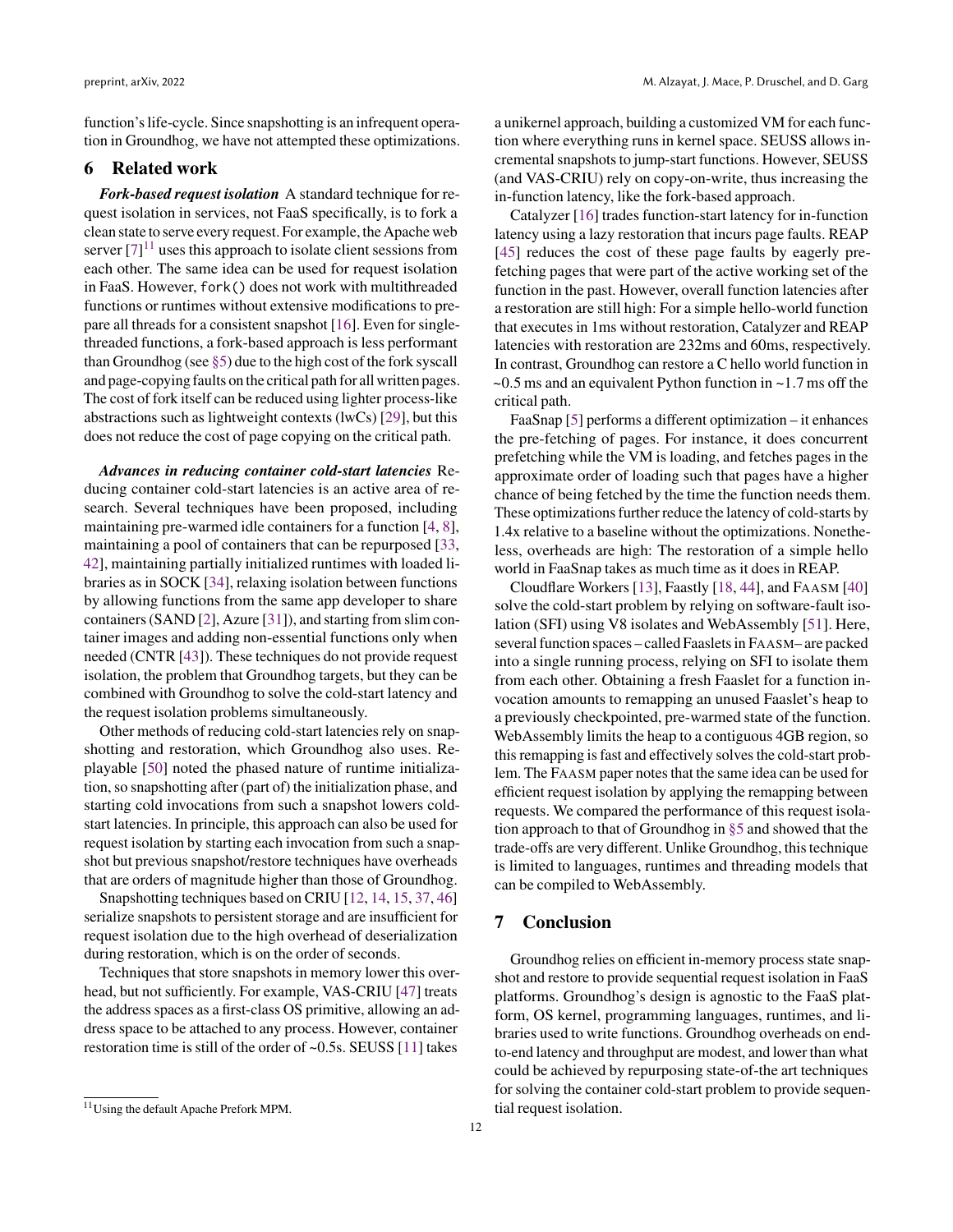function's life-cycle. Since snapshotting is an infrequent operation in Groundhog, we have not attempted these optimizations.

## 6 Related work

***Fork-based request isolation*** A standard technique for request isolation in services, not FaaS specifically, is to fork a clean state to serve every request. For example, the Apache web server [7][11] uses this approach to isolate client sessions from each other. The same idea can be used for request isolation in FaaS. However, `fork()` does not work with multithreaded functions or runtimes without extensive modifications to prepare all threads for a consistent snapshot [16]. Even for single-threaded functions, a fork-based approach is less performant than Groundhog (see §5) due to the high cost of the fork syscall and page-copying faults on the critical path for all written pages. The cost of fork itself can be reduced using lighter process-like abstractions such as lightweight contexts (lwCs) [29], but this does not reduce the cost of page copying on the critical path.

***Advances in reducing container cold-start latencies*** Reducing container cold-start latencies is an active area of research. Several techniques have been proposed, including maintaining pre-warmed idle containers for a function [4, 8], maintaining a pool of containers that can be repurposed [33, 42], maintaining partially initialized runtimes with loaded libraries as in SOCK [34], relaxing isolation between functions by allowing functions from the same app developer to share containers (SAND [2], Azure [31]), and starting from slim container images and adding non-essential functions only when needed (CNTR [43]). These techniques do not provide request isolation, the problem that Groundhog targets, but they can be combined with Groundhog to solve the cold-start latency and the request isolation problems simultaneously.

Other methods of reducing cold-start latencies rely on snapshotting and restoration, which Groundhog also uses. Replayable [50] noted the phased nature of runtime initialization, so snapshotting after (part of) the initialization phase, and starting cold invocations from such a snapshot lowers cold-start latencies. In principle, this approach can also be used for request isolation by starting each invocation from such a snapshot but previous snapshot/restore techniques have overheads that are orders of magnitude higher than those of Groundhog.

Snapshotting techniques based on CRIU [12, 14, 15, 37, 46] serialize snapshots to persistent storage and are insufficient for request isolation due to the high overhead of deserialization during restoration, which is on the order of seconds.

Techniques that store snapshots in memory lower this overhead, but not sufficiently. For example, VAS-CRIU [47] treats the address spaces as a first-class OS primitive, allowing an address space to be attached to any process. However, container restoration time is still of the order of ~0.5s. SEUSS [11] takes a unikernel approach, building a customized VM for each function where everything runs in kernel space. SEUSS allows incremental snapshots to jump-start functions. However, SEUSS (and VAS-CRIU) rely on copy-on-write, thus increasing the in-function latency, like the fork-based approach.

Catalyzer [16] trades function-start latency for in-function latency using a lazy restoration that incurs page faults. REAP [45] reduces the cost of these page faults by eagerly pre-fetching pages that were part of the active working set of the function in the past. However, overall function latencies after a restoration are still high: For a simple hello-world function that executes in 1ms without restoration, Catalyzer and REAP latencies with restoration are 232ms and 60ms, respectively. In contrast, Groundhog can restore a C hello world function in ~0.5 ms and an equivalent Python function in ~1.7 ms off the critical path.

FaaSnap [5] performs a different optimization – it enhances the pre-fetching of pages. For instance, it does concurrent prefetching while the VM is loading, and fetches pages in the approximate order of loading such that pages have a higher chance of being fetched by the time the function needs them. These optimizations further reduce the latency of cold-starts by 1.4x relative to a baseline without the optimizations. Nonetheless, overheads are high: The restoration of a simple hello world in FaaSnap takes as much time as it does in REAP.

Cloudflare Workers [13], Faastly [18, 44], and FAASM [40] solve the cold-start problem by relying on software-fault isolation (SFI) using V8 isolates and WebAssembly [51]. Here, several function spaces – called Faaslets in FAASM– are packed into a single running process, relying on SFI to isolate them from each other. Obtaining a fresh Faaslet for a function invocation amounts to remapping an unused Faaslet's heap to a previously checkpointed, pre-warmed state of the function. WebAssembly limits the heap to a contiguous 4GB region, so this remapping is fast and effectively solves the cold-start problem. The FAASM paper notes that the same idea can be used for efficient request isolation by applying the remapping between requests. We compared the performance of this request isolation approach to that of Groundhog in §5 and showed that the trade-offs are very different. Unlike Groundhog, this technique is limited to languages, runtimes and threading models that can be compiled to WebAssembly.

## 7 Conclusion

Groundhog relies on efficient in-memory process state snapshot and restore to provide sequential request isolation in FaaS platforms. Groundhog's design is agnostic to the FaaS platform, OS kernel, programming languages, runtimes, and libraries used to write functions. Groundhog overheads on end-to-end latency and throughput are modest, and lower than what could be achieved by repurposing state-of-the art techniques for solving the container cold-start problem to provide sequential request isolation.

[11] Using the default Apache Prefork MPM.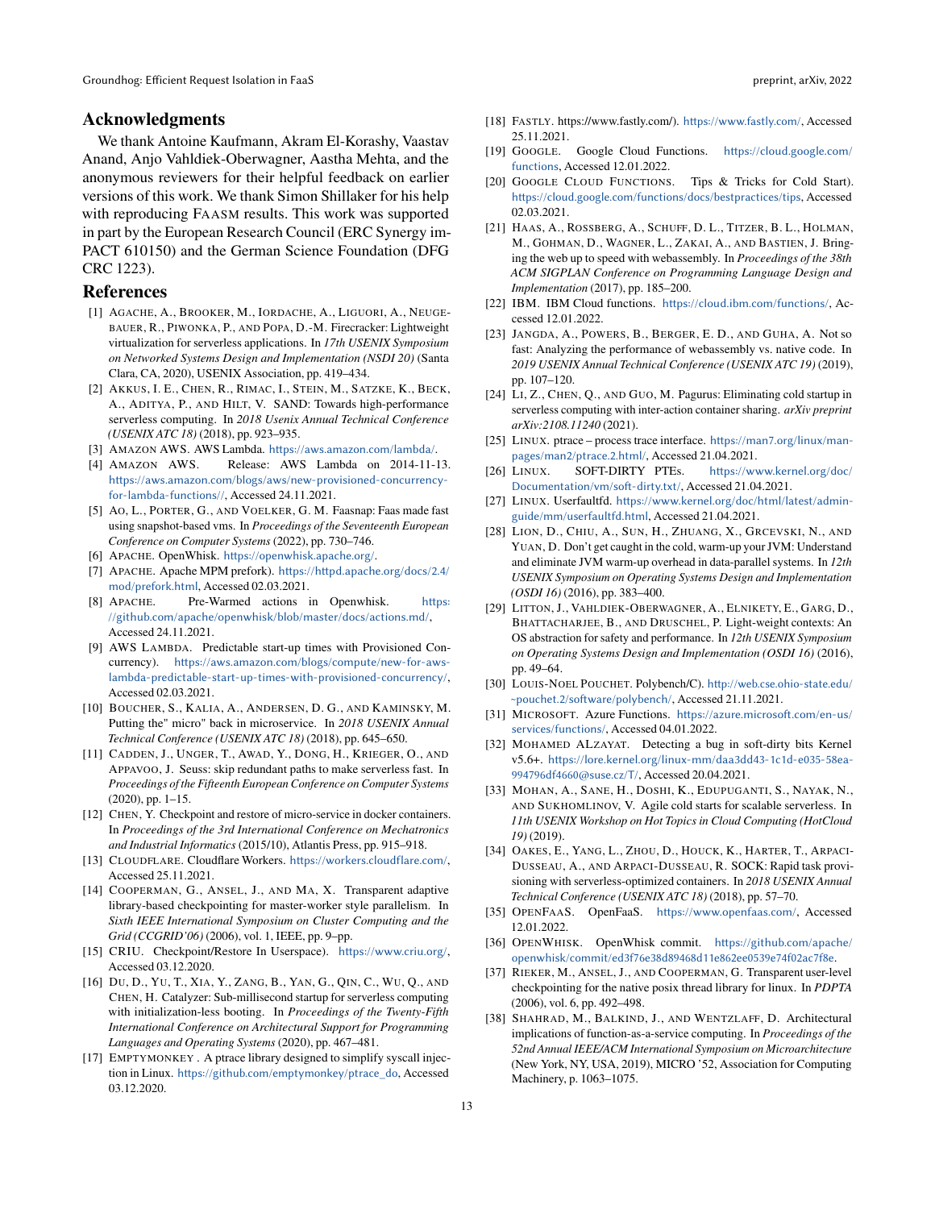## Acknowledgments

We thank Antoine Kaufmann, Akram El-Korashy, Vaastav Anand, Anjo Vahldiek-Oberwagner, Aastha Mehta, and the anonymous reviewers for their helpful feedback on earlier versions of this work. We thank Simon Shillaker for his help with reproducing FAASM results. This work was supported in part by the European Research Council (ERC Synergy imPACT 610150) and the German Science Foundation (DFG CRC 1223).

## References

[1] AGACHE, A., BROOKER, M., IORDACHE, A., LIGUORI, A., NEUGEBAUER, R., PIWONKA, P., AND POPA, D.-M. Firecracker: Lightweight virtualization for serverless applications. In *17th USENIX Symposium on Networked Systems Design and Implementation (NSDI 20)* (Santa Clara, CA, 2020), USENIX Association, pp. 419–434.

[2] AKKUS, I. E., CHEN, R., RIMAC, I., STEIN, M., SATZKE, K., BECK, A., ADITYA, P., AND HILT, V. SAND: Towards high-performance serverless computing. In *2018 Usenix Annual Technical Conference (USENIX ATC 18)* (2018), pp. 923–935.

[3] AMAZON AWS. AWS Lambda. https://aws.amazon.com/lambda/.

[4] AMAZON AWS. Release: AWS Lambda on 2014-11-13. https://aws.amazon.com/blogs/aws/new-provisioned-concurrency-for-lambda-functions//, Accessed 24.11.2021.

[5] AO, L., PORTER, G., AND VOELKER, G. M. Faasnap: Faas made fast using snapshot-based vms. In *Proceedings of the Seventeenth European Conference on Computer Systems* (2022), pp. 730–746.

[6] APACHE. OpenWhisk. https://openwhisk.apache.org/.

[7] APACHE. Apache MPM prefork). https://httpd.apache.org/docs/2.4/mod/prefork.html, Accessed 02.03.2021.

[8] APACHE. Pre-Warmed actions in Openwhisk. https://github.com/apache/openwhisk/blob/master/docs/actions.md/, Accessed 24.11.2021.

[9] AWS LAMBDA. Predictable start-up times with Provisioned Concurrency). https://aws.amazon.com/blogs/compute/new-for-aws-lambda-predictable-start-up-times-with-provisioned-concurrency/, Accessed 02.03.2021.

[10] BOUCHER, S., KALIA, A., ANDERSEN, D. G., AND KAMINSKY, M. Putting the" micro" back in microservice. In *2018 USENIX Annual Technical Conference (USENIX ATC 18)* (2018), pp. 645–650.

[11] CADDEN, J., UNGER, T., AWAD, Y., DONG, H., KRIEGER, O., AND APPAVOO, J. Seuss: skip redundant paths to make serverless fast. In *Proceedings of the Fifteenth European Conference on Computer Systems* (2020), pp. 1–15.

[12] CHEN, Y. Checkpoint and restore of micro-service in docker containers. In *Proceedings of the 3rd International Conference on Mechatronics and Industrial Informatics* (2015/10), Atlantis Press, pp. 915–918.

[13] CLOUDFLARE. Cloudflare Workers. https://workers.cloudflare.com/, Accessed 25.11.2021.

[14] COOPERMAN, G., ANSEL, J., AND MA, X. Transparent adaptive library-based checkpointing for master-worker style parallelism. In *Sixth IEEE International Symposium on Cluster Computing and the Grid (CCGRID'06)* (2006), vol. 1, IEEE, pp. 9–pp.

[15] CRIU. Checkpoint/Restore In Userspace). https://www.criu.org/, Accessed 03.12.2020.

[16] DU, D., YU, T., XIA, Y., ZANG, B., YAN, G., QIN, C., WU, Q., AND CHEN, H. Catalyzer: Sub-millisecond startup for serverless computing with initialization-less booting. In *Proceedings of the Twenty-Fifth International Conference on Architectural Support for Programming Languages and Operating Systems* (2020), pp. 467–481.

[17] EMPTYMONKEY . A ptrace library designed to simplify syscall injection in Linux. https://github.com/emptymonkey/ptrace_do, Accessed 03.12.2020.

[18] FASTLY. https://www.fastly.com/). https://www.fastly.com/, Accessed 25.11.2021.

[19] GOOGLE. Google Cloud Functions. https://cloud.google.com/functions, Accessed 12.01.2022.

[20] GOOGLE CLOUD FUNCTIONS. Tips & Tricks for Cold Start). https://cloud.google.com/functions/docs/bestpractices/tips, Accessed 02.03.2021.

[21] HAAS, A., ROSSBERG, A., SCHUFF, D. L., TITZER, B. L., HOLMAN, M., GOHMAN, D., WAGNER, L., ZAKAI, A., AND BASTIEN, J. Bringing the web up to speed with webassembly. In *Proceedings of the 38th ACM SIGPLAN Conference on Programming Language Design and Implementation* (2017), pp. 185–200.

[22] IBM. IBM Cloud functions. https://cloud.ibm.com/functions/, Accessed 12.01.2022.

[23] JANGDA, A., POWERS, B., BERGER, E. D., AND GUHA, A. Not so fast: Analyzing the performance of webassembly vs. native code. In *2019 USENIX Annual Technical Conference (USENIX ATC 19)* (2019), pp. 107–120.

[24] LI, Z., CHEN, Q., AND GUO, M. Pagurus: Eliminating cold startup in serverless computing with inter-action container sharing. *arXiv preprint arXiv:2108.11240* (2021).

[25] LINUX. ptrace – process trace interface. https://man7.org/linux/man-pages/man2/ptrace.2.html/, Accessed 21.04.2021.

[26] LINUX. SOFT-DIRTY PTEs. https://www.kernel.org/doc/Documentation/vm/soft-dirty.txt/, Accessed 21.04.2021.

[27] LINUX. Userfaultfd. https://www.kernel.org/doc/html/latest/admin-guide/mm/userfaultfd.html, Accessed 21.04.2021.

[28] LION, D., CHIU, A., SUN, H., ZHUANG, X., GRCEVSKI, N., AND YUAN, D. Don't get caught in the cold, warm-up your JVM: Understand and eliminate JVM warm-up overhead in data-parallel systems. In *12th USENIX Symposium on Operating Systems Design and Implementation (OSDI 16)* (2016), pp. 383–400.

[29] LITTON, J., VAHLDIEK-OBERWAGNER, A., ELNIKETY, E., GARG, D., BHATTACHARJEE, B., AND DRUSCHEL, P. Light-weight contexts: An OS abstraction for safety and performance. In *12th USENIX Symposium on Operating Systems Design and Implementation (OSDI 16)* (2016), pp. 49–64.

[30] LOUIS-NOEL POUCHET. Polybench/C). http://web.cse.ohio-state.edu/~pouchet.2/software/polybench/, Accessed 21.11.2021.

[31] MICROSOFT. Azure Functions. https://azure.microsoft.com/en-us/services/functions/, Accessed 04.01.2022.

[32] MOHAMED ALZAYAT. Detecting a bug in soft-dirty bits Kernel v5.6+. https://lore.kernel.org/linux-mm/daa3dd43-1c1d-e035-58ea-994796df4660@suse.cz/T/, Accessed 20.04.2021.

[33] MOHAN, A., SANE, H., DOSHI, K., EDUPUGANTI, S., NAYAK, N., AND SUKHOMLINOV, V. Agile cold starts for scalable serverless. In *11th USENIX Workshop on Hot Topics in Cloud Computing (HotCloud 19)* (2019).

[34] OAKES, E., YANG, L., ZHOU, D., HOUCK, K., HARTER, T., ARPACI-DUSSEAU, A., AND ARPACI-DUSSEAU, R. SOCK: Rapid task provisioning with serverless-optimized containers. In *2018 USENIX Annual Technical Conference (USENIX ATC 18)* (2018), pp. 57–70.

[35] OPENFAAS. OpenFaaS. https://www.openfaas.com/, Accessed 12.01.2022.

[36] OPENWHISK. OpenWhisk commit. https://github.com/apache/openwhisk/commit/ed3f76e38d89468d11e862ee0539e74f02ac7f8e.

[37] RIEKER, M., ANSEL, J., AND COOPERMAN, G. Transparent user-level checkpointing for the native posix thread library for linux. In *PDPTA* (2006), vol. 6, pp. 492–498.

[38] SHAHRAD, M., BALKIND, J., AND WENTZLAFF, D. Architectural implications of function-as-a-service computing. In *Proceedings of the 52nd Annual IEEE/ACM International Symposium on Microarchitecture* (New York, NY, USA, 2019), MICRO '52, Association for Computing Machinery, p. 1063–1075.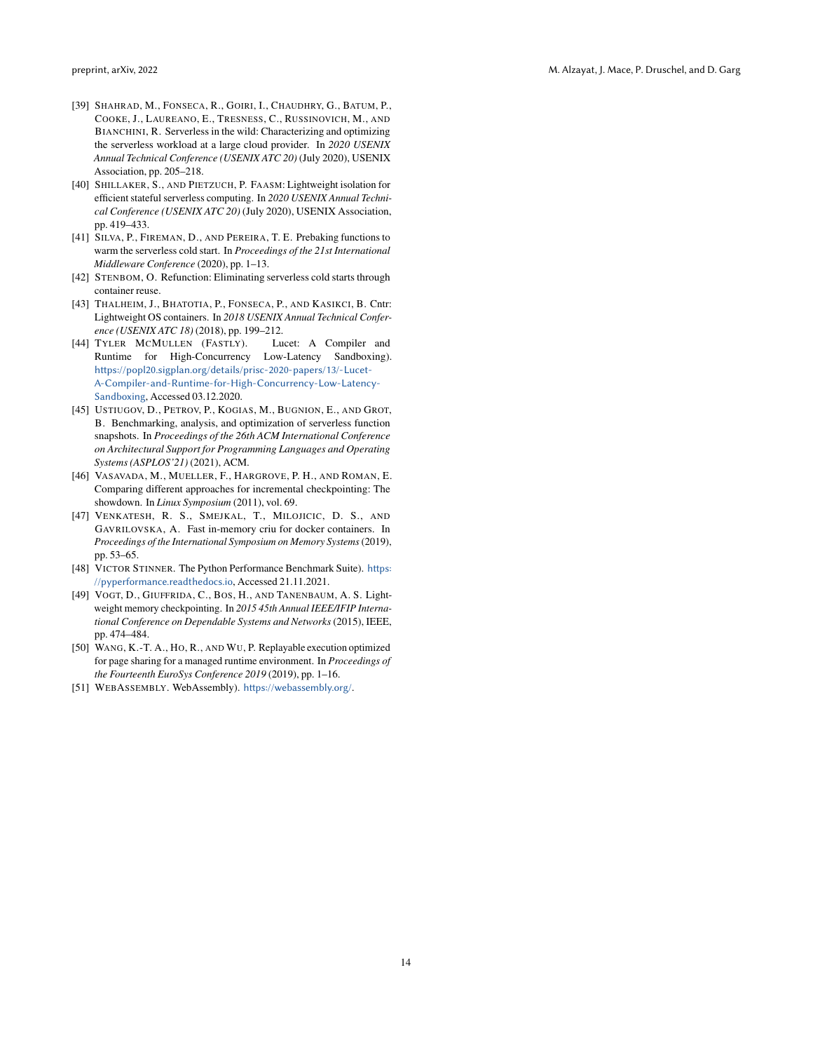[39] Shahrad, M., Fonseca, R., Goiri, I., Chaudhry, G., Batum, P., Cooke, J., Laureano, E., Tresness, C., Russinovich, M., and Bianchini, R. Serverless in the wild: Characterizing and optimizing the serverless workload at a large cloud provider. In *2020 USENIX Annual Technical Conference (USENIX ATC 20)* (July 2020), USENIX Association, pp. 205–218.

[40] Shillaker, S., and Pietzuch, P. Faasm: Lightweight isolation for efficient stateful serverless computing. In *2020 USENIX Annual Technical Conference (USENIX ATC 20)* (July 2020), USENIX Association, pp. 419–433.

[41] Silva, P., Fireman, D., and Pereira, T. E. Prebaking functions to warm the serverless cold start. In *Proceedings of the 21st International Middleware Conference* (2020), pp. 1–13.

[42] Stenbom, O. Refunction: Eliminating serverless cold starts through container reuse.

[43] Thalheim, J., Bhatotia, P., Fonseca, P., and Kasikci, B. Cntr: Lightweight OS containers. In *2018 USENIX Annual Technical Conference (USENIX ATC 18)* (2018), pp. 199–212.

[44] Tyler McMullen (Fastly). Lucet: A Compiler and Runtime for High-Concurrency Low-Latency Sandboxing). https://popl20.sigplan.org/details/prisc-2020-papers/13/-Lucet-A-Compiler-and-Runtime-for-High-Concurrency-Low-Latency-Sandboxing, Accessed 03.12.2020.

[45] Ustiugov, D., Petrov, P., Kogias, M., Bugnion, E., and Grot, B. Benchmarking, analysis, and optimization of serverless function snapshots. In *Proceedings of the 26th ACM International Conference on Architectural Support for Programming Languages and Operating Systems (ASPLOS'21)* (2021), ACM.

[46] Vasavada, M., Mueller, F., Hargrove, P. H., and Roman, E. Comparing different approaches for incremental checkpointing: The showdown. In *Linux Symposium* (2011), vol. 69.

[47] Venkatesh, R. S., Smejkal, T., Milojicic, D. S., and Gavrilovska, A. Fast in-memory criu for docker containers. In *Proceedings of the International Symposium on Memory Systems* (2019), pp. 53–65.

[48] Victor Stinner. The Python Performance Benchmark Suite). https://pyperformance.readthedocs.io, Accessed 21.11.2021.

[49] Vogt, D., Giuffrida, C., Bos, H., and Tanenbaum, A. S. Lightweight memory checkpointing. In *2015 45th Annual IEEE/IFIP International Conference on Dependable Systems and Networks* (2015), IEEE, pp. 474–484.

[50] Wang, K.-T. A., Ho, R., and Wu, P. Replayable execution optimized for page sharing for a managed runtime environment. In *Proceedings of the Fourteenth EuroSys Conference 2019* (2019), pp. 1–16.

[51] WebAssembly. WebAssembly). https://webassembly.org/.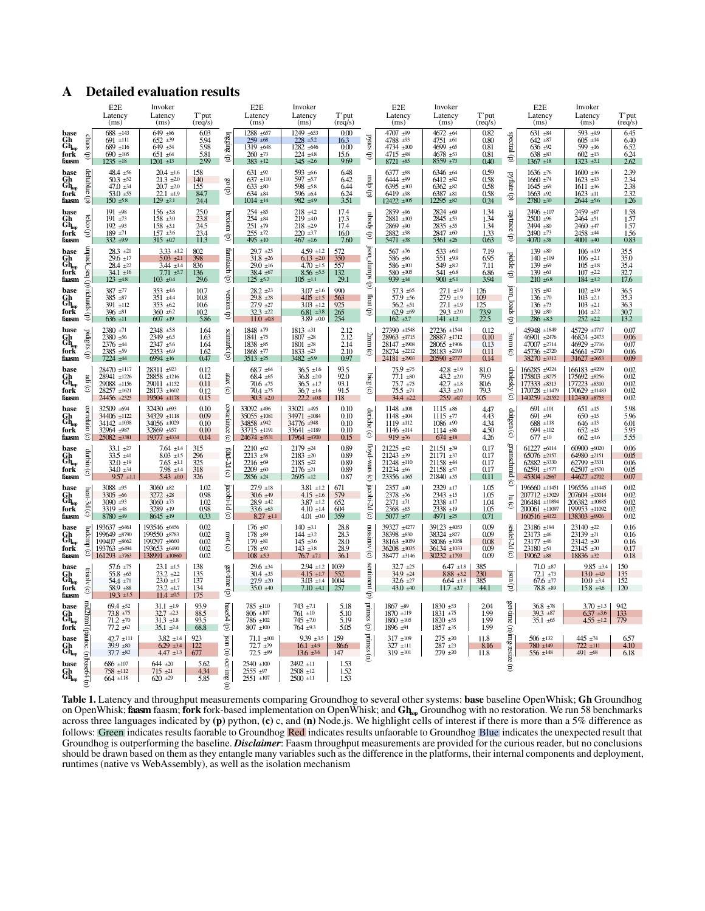## A Detailed evaluation results

| Benchmark | System | E2E Latency (ms) | Invoker Latency (ms) | T'put (req/s) |
|---|---|---|---|---|
| chaos (p) | base | 688 ±143 | 649 ±86 | 6.03 |
| | Gh | 691 ±111 | 652 ±39 | 5.94 |
| | $Gh_{nop}$ | 689 ±116 | 649 ±54 | 5.98 |
| | fork | 690 ±105 | 651 ±64 | 5.81 |
| | faasm | 1235 ±18 | 1201 ±13 | 2.99 |
| deltablue (p) | base | 48.4 ±5.6 | 20.4 ±1.6 | 158 |
| | Gh | 50.3 ±5.2 | 21.3 ±2.0 | 140 |
| | $Gh_{nop}$ | 47.0 ±3.4 | 20.7 ±2.0 | 155 |
| | fork | 53.0 ±5.5 | 22.1 ±1.9 | 84.7 |
| | faasm | 150 ±5.8 | 129 ±2.1 | 24.4 |
| telco (p) | base | 191 ±98 | 156 ±3.8 | 25.0 |
| | Gh | 191 ±73 | 158 ±3.0 | 23.8 |
| | $Gh_{nop}$ | 192 ±93 | 158 ±3.1 | 24.5 |
| | fork | 189 ±71 | 157 ±3.6 | 23.4 |
| | faasm | 332 ±9.9 | 315 ±0.7 | 11.3 |
| unpack_seq (p) | base | 28.3 ±21 | 3.33 ±1.2 | 802 |
| | Gh | 29.6 ±17 | 5.03 ±2.1 | 398 |
| | $Gh_{nop}$ | 28.4 ±22 | 3.44 ±1.4 | 836 |
| | fork | 34.1 ±16 | 7.71 ±5.7 | 136 |
| | faasm | 123 ±4.8 | 103 ±0.4 | 29.6 |
| richards (p) | base | 387 ±77 | 353 ±46 | 10.7 |
| | Gh | 385 ±87 | 351 ±4.4 | 10.8 |
| | $Gh_{nop}$ | 391 ±112 | 353 ±6.2 | 10.6 |
| | fork | 396 ±81 | 360 ±6.2 | 10.2 |
| | faasm | 636 ±11 | 607 ±19 | 5.86 |
| pidigits (p) | base | 2380 ±71 | 2348 ±58 | 1.64 |
| | Gh | 2380 ±56 | 2349 ±6.5 | 1.63 |
| | $Gh_{nop}$ | 2376 ±44 | 2347 ±5.6 | 1.64 |
| | fork | 2385 ±59 | 2353 ±6.9 | 1.62 |
| | faasm | 7224 ±44 | 6994 ±16 | 0.47 |
| adi (c) | base | 28470 ±1117 | 28311 ±923 | 0.12 |
| | Gh | 28941 ±1226 | 28858 ±1216 | 0.12 |
| | $Gh_{nop}$ | 29088 ±1156 | 29011 ±1152 | 0.11 |
| | fork | 28257 ±1621 | 28173 ±1602 | 0.12 |
| | faasm | 24456 ±2525 | 19504 ±1178 | 0.15 |
| correlation (c) | base | 32509 ±694 | 32430 ±693 | 0.10 |
| | Gh | 34406 ±1122 | 34329 ±1118 | 0.09 |
| | $Gh_{nop}$ | 34142 ±1038 | 34056 ±1029 | 0.10 |
| | fork | 32964 ±987 | 32869 ±987 | 0.10 |
| | faasm | 25082 ±3381 | 19377 ±4334 | 0.14 |
| durbin (c) | base | 33.1 ±27 | 7.64 ±1.4 | 315 |
| | Gh | 33.5 ±41 | 8.03 ±1.5 | 296 |
| | $Gh_{nop}$ | 32.0 ±19 | 7.65 ±1.1 | 325 |
| | fork | 34.0 ±34 | 7.98 ±1.4 | 318 |
| | faasm | 9.57 ±1.1 | 5.43 ±0.0 | 326 |
| heat-3d (c) | base | 3088 ±95 | 3060 ±82 | 1.02 |
| | Gh | 3305 ±66 | 3272 ±28 | 0.98 |
| | $Gh_{nop}$ | 3090 ±93 | 3060 ±73 | 1.02 |
| | fork | 3319 ±48 | 3289 ±19 | 0.98 |
| | faasm | 8780 ±49 | 8645 ±19 | 0.33 |
| ludcmp (c) | base | 193637 ±6461 | 193546 ±6456 | 0.02 |
| | Gh | 199649 ±8790 | 199550 ±8783 | 0.02 |
| | $Gh_{nop}$ | 199407 ±8662 | 199297 ±8660 | 0.02 |
| | fork | 193763 ±6494 | 193653 ±6490 | 0.02 |
| | faasm | 161293 ±3763 | 138991 ±10860 | 0.02 |
| trisolv (c) | base | 57.6 ±75 | 23.1 ±1.5 | 138 |
| | Gh | 55.8 ±65 | 23.2 ±2.2 | 135 |
| | $Gh_{nop}$ | 54.4 ±71 | 23.0 ±1.7 | 137 |
| | fork | 58.9 ±88 | 23.2 ±1.7 | 134 |
| | faasm | 19.3 ±1.5 | 11.4 ±0.5 | 175 |
| md2html (n) | base | 69.4 ±52 | 31.1 ±1.9 | 93.9 |
| | Gh | 73.8 ±75 | 32.7 ±2.3 | 88.5 |
| | $Gh_{nop}$ | 71.2 ±70 | 31.3 ±1.8 | 93.5 |
| | fork | 77.2 ±62 | 35.1 ±2.4 | 68.8 |
| dynamic (n) | base | 42.7 ±111 | 3.82 ±1.4 | 923 |
| | Gh | 39.9 ±80 | 6.29 ±3.4 | 122 |
| | $Gh_{nop}$ | 37.7 ±82 | 4.47 ±1.3 | 677 |
| base64 (n) | base | 686 ±107 | 644 ±20 | 5.62 |
| | Gh | 758 ±112 | 715 ±21 | 4.34 |
| | $Gh_{nop}$ | 664 ±118 | 620 ±29 | 5.85 |
| logging (p) | base | 1288 ±657 | 1249 ±653 | 0.00 |
| | Gh | 259 ±68 | 228 ±52 | 16.3 |
| | $Gh_{nop}$ | 1319 ±648 | 1282 ±646 | 0.00 |
| | fork | 260 ±73 | 224 ±48 | 15.6 |
| | faasm | 383 ±12 | 345 ±26 | 9.69 |
| go (p) | base | 631 ±92 | 593 ±6.6 | 6.48 |
| | Gh | 637 ±110 | 597 ±5.7 | 6.42 |
| | $Gh_{nop}$ | 633 ±80 | 598 ±5.8 | 6.44 |
| | fork | 634 ±84 | 596 ±6.4 | 6.24 |
| | faasm | 1014 ±14 | 982 ±49 | 3.51 |
| hexiom (p) | base | 254 ±85 | 218 ±4.2 | 17.4 |
| | Gh | 254 ±84 | 219 ±4.0 | 17.3 |
| | $Gh_{nop}$ | 251 ±79 | 218 ±2.9 | 17.4 |
| | fork | 255 ±72 | 220 ±3.7 | 16.0 |
| | faasm | 495 ±10 | 467 ±1.6 | 7.60 |
| fannkuch (p) | base | 29.7 ±25 | 4.59 ±1.2 | 572 |
| | Gh | 31.8 ±26 | 6.13 ±2.0 | 350 |
| | $Gh_{nop}$ | 29.0 ±16 | 4.70 ±1.5 | 557 |
| | fork | 38.4 ±67 | 8.56 ±5.5 | 132 |
| | faasm | 125 ±5.2 | 105 ±1.1 | 29.1 |
| version (p) | base | 28.2 ±23 | 3.07 ±1.6 | 990 |
| | Gh | 29.8 ±28 | 4.05 ±1.5 | 563 |
| | $Gh_{nop}$ | 27.9 ±27 | 3.03 ±1.2 | 925 |
| | fork | 32.3 ±22 | 6.81 ±3.8 | 265 |
| | faasm | 11.0 ±0.8 | 3.89 ±0.0 | 254 |
| scimark (p) | base | 1848 ±79 | 1813 ±31 | 2.12 |
| | Gh | 1841 ±75 | 1807 ±28 | 2.12 |
| | $Gh_{nop}$ | 1838 ±85 | 1801 ±28 | 2.14 |
| | fork | 1868 ±77 | 1833 ±23 | 2.10 |
| | faasm | 3513 ±25 | 3482 ±5.9 | 0.97 |
| atax (c) | base | 68.7 ±64 | 36.5 ±1.6 | 93.5 |
| | Gh | 68.4 ±65 | 36.8 ±2.0 | 92.0 |
| | $Gh_{nop}$ | 70.6 ±75 | 36.5 ±1.7 | 93.1 |
| | fork | 70.4 ±75 | 36.7 ±1.6 | 91.5 |
| | faasm | 30.3 ±2.0 | 22.2 ±0.8 | 118 |
| covariance (c) | base | 33092 ±496 | 33021 ±495 | 0.10 |
| | Gh | 35055 ±1081 | 34971 ±1084 | 0.10 |
| | $Gh_{nop}$ | 34858 ±942 | 34776 ±948 | 0.10 |
| | fork | 33715 ±1191 | 33641 ±1189 | 0.10 |
| | faasm | 24674 ±3531 | 17964 ±4700 | 0.15 |
| fdtd-2d (c) | base | 2210 ±62 | 2179 ±24 | 0.89 |
| | Gh | 2213 ±58 | 2183 ±20 | 0.89 |
| | $Gh_{nop}$ | 2216 ±69 | 2185 ±22 | 0.89 |
| | fork | 2209 ±60 | 2176 ±21 | 0.89 |
| | faasm | 2856 ±24 | 2695 ±12 | 0.87 |
| jacobi-1d (c) | base | 27.9 ±18 | 3.81 ±1.2 | 671 |
| | Gh | 30.6 ±49 | 4.15 ±1.6 | 579 |
| | $Gh_{nop}$ | 28.9 ±42 | 3.87 ±1.2 | 652 |
| | fork | 33.6 ±63 | 4.10 ±1.4 | 604 |
| | faasm | 8.27 ±1.1 | 4.01 ±0.0 | 359 |
| mvt (c) | base | 176 ±87 | 140 ±3.1 | 28.8 |
| | Gh | 178 ±89 | 144 ±3.2 | 28.3 |
| | $Gh_{nop}$ | 179 ±81 | 145 ±3.6 | 28.0 |
| | fork | 178 ±92 | 143 ±3.8 | 28.9 |
| | faasm | 108 ±5.3 | 76.7 ±7.1 | 36.1 |
| get-time (p) | base | 29.6 ±34 | 2.94 ±1.2 | 1039 |
| | Gh | 30.4 ±35 | 4.15 ±1.7 | 552 |
| | $Gh_{nop}$ | 27.9 ±20 | 3.03 ±1.4 | 1004 |
| | fork | 35.0 ±40 | 7.10 ±4.1 | 257 |
| base64 (p) | base | 785 ±110 | 743 ±7.1 | 5.18 |
| | Gh | 806 ±107 | 761 ±10 | 5.10 |
| | $Gh_{nop}$ | 786 ±102 | 745 ±7.0 | 5.19 |
| | fork | 807 ±100 | 764 ±9.3 | 5.05 |
| json (n) | base | 71.1 ±101 | 9.39 ±3.5 | 159 |
| | Gh | 72.7 ±79 | 16.1 ±4.9 | 86.6 |
| | $Gh_{nop}$ | 72.5 ±89 | 13.6 ±3.6 | 147 |
| ocr-img (n) | base | 2540 ±100 | 2492 ±11 | 1.53 |
| | Gh | 2555 ±97 | 2508 ±12 | 1.52 |
| | $Gh_{nop}$ | 2551 ±107 | 2500 ±11 | 1.53 |
| pyaes (p) | base | 4707 ±99 | 4672 ±64 | 0.82 |
| | Gh | 4788 ±93 | 4751 ±61 | 0.80 |
| | $Gh_{nop}$ | 4734 ±100 | 4699 ±65 | 0.81 |
| | fork | 4715 ±98 | 4678 ±53 | 0.81 |
| | faasm | 8721 ±85 | 8559 ±73 | 0.40 |
| mdp (p) | base | 6377 ±88 | 6346 ±64 | 0.59 |
| | Gh | 6444 ±99 | 6412 ±82 | 0.58 |
| | $Gh_{nop}$ | 6395 ±103 | 6362 ±82 | 0.58 |
| | fork | 6419 ±98 | 6387 ±81 | 0.58 |
| | faasm | 12422 ±105 | 12295 ±82 | 0.24 |
| nbody (p) | base | 2859 ±96 | 2824 ±69 | 1.34 |
| | Gh | 2881 ±103 | 2845 ±53 | 1.34 |
| | $Gh_{nop}$ | 2869 ±90 | 2835 ±55 | 1.34 |
| | fork | 2882 ±98 | 2847 ±60 | 1.33 |
| | faasm | 5471 ±38 | 5361 ±26 | 0.63 |
| json_dumps (p) | base | 567 ±76 | 533 ±6.0 | 7.19 |
| | Gh | 586 ±86 | 551 ±9.9 | 6.95 |
| | $Gh_{nop}$ | 586 ±101 | 549 ±8.2 | 7.11 |
| | fork | 580 ±105 | 541 ±6.8 | 6.86 |
| | faasm | 939 ±14 | 900 ±5.1 | 3.94 |
| float (p) | base | 57.3 ±65 | 27.1 ±1.9 | 126 |
| | Gh | 57.9 ±56 | 27.9 ±1.9 | 109 |
| | $Gh_{nop}$ | 56.2 ±51 | 27.1 ±1.9 | 125 |
| | fork | 62.9 ±69 | 29.3 ±2.0 | 73.9 |
| | faasm | 162 ±5.7 | 141 ±1.3 | 22.5 |
| 2mm (c) | base | 27390 ±1548 | 27236 ±1544 | 0.12 |
| | Gh | 28963 ±1715 | 28887 ±1712 | 0.10 |
| | $Gh_{nop}$ | 28147 ±1908 | 28065 ±1906 | 0.13 |
| | fork | 28274 ±2212 | 28183 ±2193 | 0.11 |
| | faasm | 24181 ±2903 | 20590 ±2777 | 0.14 |
| bicg (c) | base | 75.9 ±75 | 42.8 ±1.9 | 81.0 |
| | Gh | 77.1 ±80 | 43.2 ±2.0 | 79.9 |
| | $Gh_{nop}$ | 75.7 ±75 | 42.7 ±1.8 | 80.6 |
| | fork | 75.5 ±71 | 43.3 ±2.0 | 79.3 |
| | faasm | 34.4 ±2.2 | 25.9 ±0.7 | 105 |
| deriche (c) | base | 1148 ±108 | 1115 ±86 | 4.47 |
| | Gh | 1148 ±104 | 1115 ±77 | 4.43 |
| | $Gh_{nop}$ | 1119 ±112 | 1086 ±90 | 4.34 |
| | fork | 1146 ±114 | 1114 ±86 | 4.50 |
| | faasm | 919 ±76 | 674 ±18 | 4.26 |
| floyd-warshall (c) | base | 21225 ±42 | 21151 ±39 | 0.17 |
| | Gh | 21243 ±39 | 21171 ±37 | 0.17 |
| | $Gh_{nop}$ | 21248 ±110 | 21158 ±44 | 0.17 |
| | fork | 21234 ±66 | 21158 ±57 | 0.17 |
| | faasm | 23356 ±165 | 21840 ±35 | 0.11 |
| jacobi-2d (c) | base | 2357 ±40 | 2329 ±17 | 1.05 |
| | Gh | 2378 ±76 | 2343 ±15 | 1.05 |
| | $Gh_{nop}$ | 2371 ±71 | 2338 ±17 | 1.04 |
| | fork | 2368 ±63 | 2338 ±19 | 1.05 |
| | faasm | 5077 ±57 | 4971 ±25 | 0.71 |
| nussinov (c) | base | 39327 ±4277 | 39123 ±4053 | 0.09 |
| | Gh | 38398 ±830 | 38324 ±827 | 0.09 |
| | $Gh_{nop}$ | 38163 ±1059 | 38086 ±1058 | 0.08 |
| | fork | 36208 ±1035 | 36134 ±1033 | 0.09 |
| | faasm | 38477 ±3146 | 30232 ±1793 | 0.09 |
| sentiment (p) | base | 32.7 ±25 | 6.47 ±1.8 | 385 |
| | Gh | 34.9 ±24 | 8.88 ±3.2 | 230 |
| | $Gh_{nop}$ | 32.6 ±27 | 6.64 ±1.8 | 385 |
| | fork | 43.0 ±40 | 11.7 ±3.7 | 44.1 |
| primes (p) | base | 1867 ±89 | 1830 ±53 | 2.04 |
| | Gh | 1870 ±119 | 1831 ±75 | 1.99 |
| | $Gh_{nop}$ | 1860 ±105 | 1820 ±55 | 1.99 |
| | fork | 1896 ±91 | 1857 ±35 | 1.99 |
| primes (n) | base | 317 ±109 | 275 ±20 | 11.8 |
| | Gh | 327 ±111 | 287 ±23 | 8.16 |
| | $Gh_{nop}$ | 319 ±101 | 279 ±20 | 11.8 |
| spectral (p) | base | 631 ±84 | 593 ±9.9 | 6.45 |
| | Gh | 642 ±87 | 605 ±14 | 6.40 |
| | $Gh_{nop}$ | 636 ±92 | 599 ±16 | 6.52 |
| | fork | 638 ±83 | 602 ±13 | 6.24 |
| | faasm | 1367 ±18 | 1323 ±5.1 | 2.62 |
| pyflate (p) | base | 1636 ±76 | 1600 ±16 | 2.39 |
| | Gh | 1660 ±74 | 1623 ±13 | 2.34 |
| | $Gh_{nop}$ | 1645 ±69 | 1611 ±16 | 2.38 |
| | fork | 1663 ±92 | 1623 ±11 | 2.32 |
| | faasm | 2780 ±30 | 2644 ±5.6 | 1.26 |
| raytrace (p) | base | 2496 ±107 | 2459 ±67 | 1.58 |
| | Gh | 2500 ±96 | 2464 ±51 | 1.57 |
| | $Gh_{nop}$ | 2494 ±80 | 2460 ±47 | 1.57 |
| | fork | 2490 ±73 | 2458 ±44 | 1.56 |
| | faasm | 4070 ±38 | 4001 ±40 | 0.83 |
| pickle (p) | base | 139 ±80 | 106 ±1.9 | 35.5 |
| | Gh | 140 ±109 | 106 ±2.1 | 35.0 |
| | $Gh_{nop}$ | 139 ±69 | 105 ±1.8 | 35.4 |
| | fork | 139 ±61 | 107 ±2.2 | 32.7 |
| | faasm | 210 ±6.8 | 184 ±1.2 | 17.6 |
| json_loads (p) | base | 135 ±82 | 102 ±1.9 | 36.5 |
| | Gh | 136 ±70 | 103 ±2.1 | 35.3 |
| | $Gh_{nop}$ | 136 ±73 | 103 ±2.1 | 36.3 |
| | fork | 139 ±80 | 104 ±2.2 | 30.7 |
| | faasm | 286 ±8.5 | 252 ±2.2 | 13.2 |
| 3mm (c) | base | 45948 ±1849 | 45729 ±1717 | 0.07 |
| | Gh | 46901 ±2476 | 46824 ±2473 | 0.06 |
| | $Gh_{nop}$ | 47007 ±2714 | 46929 ±2716 | 0.07 |
| | fork | 45736 ±2720 | 45661 ±2720 | 0.06 |
| | faasm | 38270 ±3312 | 31627 ±2653 | 0.09 |
| cholesky (c) | base | 166285 ±9224 | 166183 ±9209 | 0.02 |
| | Gh | 175803 ±8275 | 175692 ±8256 | 0.02 |
| | $Gh_{nop}$ | 177333 ±8313 | 177223 ±8310 | 0.02 |
| | fork | 170728 ±11479 | 170629 ±11483 | 0.02 |
| | faasm | 140259 ±21552 | 112430 ±8753 | 0.02 |
| doitgen (c) | base | 691 ±101 | 651 ±15 | 5.98 |
| | Gh | 691 ±94 | 650 ±15 | 5.96 |
| | $Gh_{nop}$ | 688 ±118 | 646 ±13 | 6.01 |
| | fork | 694 ±102 | 652 ±15 | 5.95 |
| | faasm | 677 ±10 | 662 ±1.6 | 5.55 |
| gramschmidt (c) | base | 61227 ±6114 | 60900 ±6020 | 0.06 |
| | Gh | 65076 ±2157 | 64980 ±2151 | 0.05 |
| | $Gh_{nop}$ | 62882 ±3330 | 62799 ±3331 | 0.06 |
| | fork | 62591 ±1577 | 62507 ±1570 | 0.05 |
| | faasm | 45304 ±2867 | 44627 ±2702 | 0.07 |
| lu (c) | base | 196660 ±11451 | 196556 ±11445 | 0.02 |
| | Gh | 207712 ±13029 | 207604 ±13014 | 0.02 |
| | $Gh_{nop}$ | 206484 ±10894 | 206382 ±10885 | 0.02 |
| | fork | 200061 ±11097 | 199953 ±11092 | 0.02 |
| | faasm | 160516 ±4122 | 138303 ±6926 | 0.02 |
| seidel-2d (c) | base | 23186 ±194 | 23140 ±22 | 0.16 |
| | Gh | 23173 ±46 | 23139 ±21 | 0.16 |
| | $Gh_{nop}$ | 23177 ±46 | 23142 ±20 | 0.16 |
| | fork | 23180 ±51 | 23145 ±20 | 0.17 |
| | faasm | 19062 ±88 | 18836 ±32 | 0.18 |
| json (p) | base | 71.0 ±87 | 9.85 ±3.4 | 150 |
| | Gh | 72.1 ±73 | 13.0 ±4.0 | 135 |
| | $Gh_{nop}$ | 67.6 ±77 | 10.0 ±3.4 | 152 |
| | fork | 78.8 ±89 | 15.8 ±4.6 | 120 |
| get-time (n) | base | 36.8 ±78 | 3.70 ±1.3 | 942 |
| | Gh | 39.3 ±87 | 6.37 ±3.6 | 133 |
| | $Gh_{nop}$ | 35.1 ±65 | 4.55 ±1.2 | 779 |
| img-resize (n) | base | 506 ±132 | 445 ±74 | 6.57 |
| | Gh | 780 ±149 | 722 ±111 | 4.10 |
| | $Gh_{nop}$ | 556 ±148 | 491 ±68 | 6.18 |

**Table 1.** Latency and throughput measurements comparing Groundhog to several other systems: **base** baseline OpenWhisk; **Gh** Groundhog on OpenWhisk; **faasm** faasm; **fork** fork-based implementation on OpenWhisk; and $\mathbf{Gh_{nop}}$ Groundhog with no restoration. We run 58 benchmarks across three languages indicated by **(p)** python, **(c)** c, and **(n)** Node.js. We highlight cells of interest if there is more than a 5% difference as follows: Green indicates results faorable to Groundhog Red indicates results unfaorable to Groundhog Blue indicates the unexpected result that Groundhog is outperforming the baseline. ***Disclaimer***: Faasm throughput measurements are provided for the curious reader, but no conclusions should be drawn based on them as they entangle many variables such as the difference in the platforms, their internal components and deployment, runtimes (native vs WebAssembly), as well as the isolation mechanism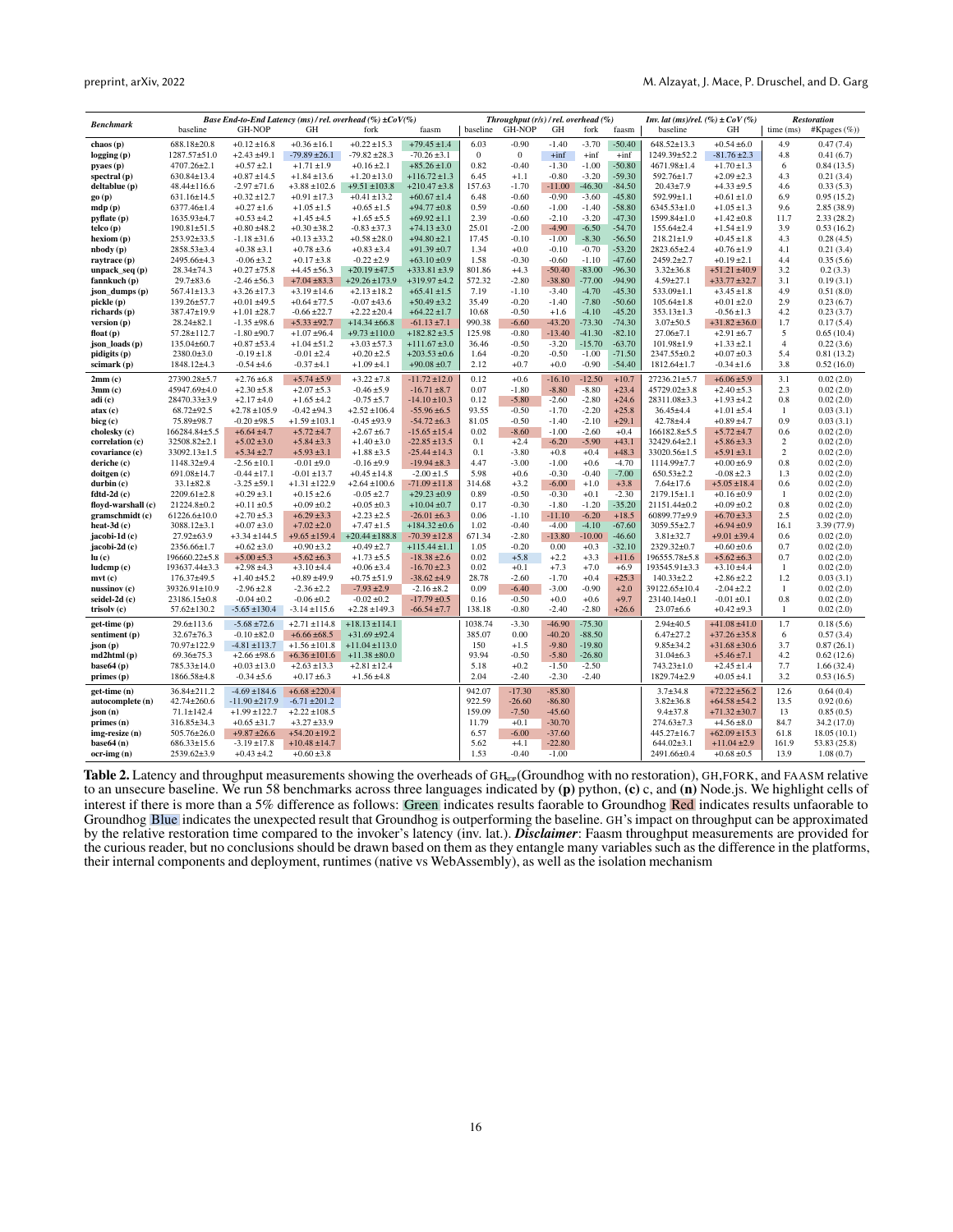| Benchmark | Base End-to-End Latency (ms) / rel. overhead (%) ± CoV(%) | | | | | Throughput (r/s) / rel. overhead (%) | | | | | Inv. lat (ms)/rel. (%) ± CoV (%) | | Restoration | |
|---|---|---|---|---|---|---|---|---|---|---|---|---|---|---|
| | baseline | GH-NOP | GH | fork | faasm | baseline | GH-NOP | GH | fork | faasm | baseline | GH | time (ms) | #Kpages (%) |
| **chaos (p)** | 688.18±20.8 | +0.12±16.8 | +0.36±16.1 | +0.22±15.3 | +79.45±1.4 | 6.03 | -0.90 | -1.40 | -3.70 | -50.40 | 648.52±13.3 | +0.54±6.0 | 4.9 | 0.47 (7.4) |
| **logging (p)** | 1287.57±51.0 | +2.43±49.1 | -79.89±26.1 | -79.82±28.3 | -70.26±3.1 | 0 | 0 | +inf | +inf | +inf | 1249.39±52.2 | -81.76±2.3 | 4.8 | 0.41 (6.7) |
| **pyaes (p)** | 4707.26±2.1 | +0.57±2.1 | +1.71±1.9 | +0.16±2.1 | +85.26±1.0 | 0.82 | -0.40 | -1.30 | -1.00 | -50.80 | 4671.98±1.4 | +1.70±1.3 | 6 | 0.84 (13.5) |
| **spectral (p)** | 630.84±13.4 | +0.87±14.5 | +1.84±13.6 | +1.20±13.0 | +116.72±1.3 | 6.45 | +1.1 | -0.80 | -3.20 | -59.30 | 592.76±1.7 | +2.09±2.3 | 4.3 | 0.21 (3.4) |
| **deltablue (p)** | 48.44±116.6 | -2.97±71.6 | +3.88±102.6 | +9.51±103.8 | +210.47±3.8 | 157.63 | -1.70 | -11.00 | -46.30 | -84.50 | 20.43±7.9 | +4.33±9.5 | 4.6 | 0.33 (5.3) |
| **go (p)** | 631.16±14.5 | +0.32±12.7 | +0.91±17.3 | +0.41±13.2 | +60.67±1.4 | 6.48 | -0.60 | -0.90 | -3.60 | -45.80 | 592.99±1.1 | +0.61±1.0 | 6.9 | 0.95 (15.2) |
| **mdp (p)** | 6377.46±1.4 | +0.27±1.6 | +1.05±1.5 | +0.65±1.5 | +94.77±0.8 | 0.59 | -0.60 | -1.00 | -1.40 | -58.80 | 6345.53±1.0 | +1.05±1.3 | 9.6 | 2.85 (38.9) |
| **pyflate (p)** | 1635.93±4.7 | +0.53±4.2 | +1.45±4.5 | +1.65±5.5 | +69.92±1.1 | 2.39 | -0.60 | -2.10 | -3.20 | -47.30 | 1599.84±1.0 | +1.42±0.8 | 11.7 | 2.33 (28.2) |
| **telco (p)** | 190.81±51.5 | +0.80±48.2 | +0.30±38.2 | -0.83±37.3 | +74.13±3.0 | 25.01 | -2.00 | -4.90 | -6.50 | -54.70 | 155.64±2.4 | +1.54±1.9 | 3.9 | 0.53 (16.2) |
| **hexiom (p)** | 253.92±33.5 | -1.18±31.6 | +0.13±33.2 | +0.58±28.0 | +94.80±2.1 | 17.45 | -0.10 | -1.00 | -8.30 | -56.50 | 218.21±1.9 | +0.45±1.8 | 4.3 | 0.28 (4.5) |
| **nbody (p)** | 2858.53±3.4 | +0.38±3.1 | +0.78±3.6 | +0.83±3.4 | +91.39±0.7 | 1.34 | +0.0 | -0.10 | -0.70 | -53.20 | 2823.65±2.4 | +0.76±1.9 | 4.1 | 0.21 (3.4) |
| **raytrace (p)** | 2495.66±4.3 | -0.06±3.2 | +0.17±3.8 | -0.22±2.9 | +63.10±0.9 | 1.58 | -0.30 | -0.60 | -1.10 | -47.60 | 2459.2±2.7 | +0.19±2.1 | 4.4 | 0.35 (5.6) |
| **unpack_seq (p)** | 28.34±74.3 | +0.27±75.8 | +4.45±56.3 | +20.19±47.5 | +333.81±3.9 | 801.86 | +4.3 | -50.40 | -83.00 | -96.30 | 3.32±36.8 | +51.21±40.9 | 3.2 | 0.2 (3.3) |
| **fannkuch (p)** | 29.7±83.6 | -2.46±56.3 | +7.04±83.3 | +29.26±173.9 | +319.97±4.2 | 572.32 | -2.80 | -38.80 | -77.00 | -94.90 | 4.59±27.1 | +33.77±32.7 | 3.1 | 0.19 (3.1) |
| **json_dumps (p)** | 567.41±13.3 | +3.26±17.3 | +3.19±14.6 | +2.13±18.2 | +65.41±1.5 | 7.19 | -1.10 | -3.40 | -4.70 | -45.30 | 533.09±1.1 | +3.45±1.8 | 4.9 | 0.51 (8.0) |
| **pickle (p)** | 139.26±57.7 | +0.01±49.5 | +0.64±77.5 | -0.07±43.6 | +50.49±3.2 | 35.49 | -0.20 | -1.40 | -7.80 | -50.60 | 105.64±1.8 | +0.01±2.0 | 2.9 | 0.23 (6.7) |
| **richards (p)** | 387.47±19.9 | +1.01±28.7 | -0.66±22.7 | +2.22±20.4 | +64.22±1.7 | 10.68 | -0.50 | +1.6 | -4.10 | -45.20 | 353.13±1.3 | -0.56±1.3 | 4.2 | 0.23 (3.7) |
| **version (p)** | 28.24±82.1 | -1.35±98.6 | +5.33±92.7 | +14.34±66.8 | -61.13±7.1 | 990.38 | -6.60 | -43.20 | -73.30 | -74.30 | 3.07±50.5 | +31.82±36.0 | 1.7 | 0.17 (5.4) |
| **float (p)** | 57.28±112.7 | -1.80±90.7 | +1.07±96.4 | +9.73±110.0 | +182.82±3.5 | 125.98 | -0.80 | -13.40 | -41.30 | -82.10 | 27.06±7.1 | +2.91±6.7 | 5 | 0.65 (10.4) |
| **json_loads (p)** | 135.04±60.7 | +1.87±53.4 | +1.04±51.2 | +3.03±57.3 | +111.67±3.0 | 36.46 | -0.50 | -3.20 | -15.70 | -63.70 | 101.98±1.9 | +1.33±2.1 | 4 | 0.22 (3.6) |
| **pidigits (p)** | 2380.0±3.0 | -0.19±1.8 | -0.01±2.4 | +0.20±2.5 | +203.53±0.6 | 1.64 | -0.20 | -0.20 | -1.00 | -71.50 | 2347.55±0.2 | +0.07±0.3 | 5.4 | 0.81 (13.2) |
| **scimark (p)** | 1848.12±4.3 | -0.54±4.6 | -0.37±4.1 | +1.09±4.1 | +90.08±0.7 | 2.12 | +0.7 | +0.0 | -0.90 | -54.40 | 1812.64±1.7 | -0.34±1.6 | 3.8 | 0.52 (16.0) |
| **2mm (c)** | 27390.28±5.7 | +2.76±6.8 | +5.74±5.9 | +3.22±7.8 | -11.72±12.0 | 0.12 | +0.6 | -16.10 | -12.50 | +10.7 | 27236.21±5.7 | +6.06±5.9 | 3.1 | 0.02 (2.0) |
| **3mm (c)** | 45947.69±4.0 | +2.30±5.8 | +2.07±5.3 | -0.46±5.9 | -16.71±8.7 | 0.07 | -1.80 | -8.80 | -8.80 | +23.4 | 45729.02±3.8 | +2.40±5.3 | 2.3 | 0.02 (2.0) |
| **adi (c)** | 28470.33±3.9 | +2.17±4.0 | +1.65±4.2 | -0.75±5.7 | -14.10±10.3 | 0.12 | -5.80 | -2.60 | -2.80 | +24.6 | 28311.08±3.3 | +1.93±4.2 | 0.8 | 0.02 (2.0) |
| **atax (c)** | 68.72±92.5 | +2.78±105.9 | -0.42±94.3 | +2.52±106.4 | -55.96±6.5 | 93.55 | -0.50 | -1.70 | -2.20 | +25.8 | 36.45±4.4 | +1.01±5.4 | 1 | 0.03 (3.1) |
| **bicg (c)** | 75.89±98.7 | -0.20±98.5 | +1.59±103.1 | -0.45±93.9 | -54.72±6.3 | 81.05 | -0.50 | -1.40 | -2.10 | +29.1 | 42.78±4.4 | +0.89±4.7 | 0.9 | 0.03 (3.1) |
| **cholesky (c)** | 166284.84±5.5 | +6.64±4.7 | +5.72±4.7 | +2.67±6.7 | -15.65±15.4 | 0.02 | -8.60 | -1.00 | -2.60 | +0.4 | 166182.8±5.5 | +5.72±4.7 | 0.6 | 0.02 (2.0) |
| **correlation (c)** | 32508.82±2.1 | +5.02±3.0 | +5.84±3.3 | +1.40±3.0 | -22.85±13.5 | 0.1 | +2.4 | -6.20 | -5.90 | +43.1 | 32429.64±2.1 | +5.86±3.3 | 2 | 0.02 (2.0) |
| **covariance (c)** | 33092.13±1.5 | +5.34±2.7 | +5.93±3.1 | +1.88±3.5 | -25.44±14.3 | 0.1 | -3.80 | +0.8 | +0.4 | +48.3 | 33020.56±1.5 | +5.91±3.1 | 2 | 0.02 (2.0) |
| **deriche (c)** | 1148.32±9.4 | -2.56±10.1 | -0.01±9.0 | -0.16±9.9 | -19.94±8.3 | 4.47 | -3.00 | -1.00 | +0.6 | -4.70 | 1114.99±7.7 | +0.00±6.9 | 0.8 | 0.02 (2.0) |
| **doitgen (c)** | 691.08±14.7 | -0.44±17.1 | -0.01±13.7 | +0.45±14.8 | -2.00±1.5 | 5.98 | +0.6 | -0.30 | -0.40 | -7.00 | 650.53±2.2 | -0.08±2.3 | 1.3 | 0.02 (2.0) |
| **durbin (c)** | 33.1±82.8 | -3.25±59.1 | +1.31±122.9 | +2.64±100.6 | -71.09±11.8 | 314.68 | +3.2 | -6.00 | +1.0 | +3.8 | 7.64±17.6 | +5.05±18.4 | 0.6 | 0.02 (2.0) |
| **fdtd-2d (c)** | 2209.61±2.8 | +0.29±3.1 | +0.15±2.6 | -0.05±2.7 | +29.23±0.9 | 0.89 | -0.50 | -0.30 | +0.1 | -2.30 | 2179.15±1.1 | +0.16±0.9 | 1 | 0.02 (2.0) |
| **floyd-warshall (c)** | 21224.8±0.2 | +0.11±0.5 | +0.09±0.2 | +0.05±0.3 | +10.04±0.7 | 0.17 | -0.30 | -1.80 | -1.20 | -35.20 | 21151.44±0.2 | +0.09±0.2 | 0.8 | 0.02 (2.0) |
| **gramschmidt (c)** | 61226.6±10.0 | +2.70±5.3 | +6.29±3.3 | +2.23±2.5 | -26.01±6.3 | 0.06 | -1.10 | -11.10 | -6.20 | +18.5 | 60899.77±9.9 | +6.70±3.3 | 2.5 | 0.02 (2.0) |
| **heat-3d (c)** | 3088.12±3.1 | +0.07±3.0 | +7.02±2.0 | +7.47±1.5 | +184.32±0.6 | 1.02 | -0.40 | -4.00 | -4.10 | -67.60 | 3059.55±2.7 | +6.94±0.9 | 16.1 | 3.39 (77.9) |
| **jacobi-1d (c)** | 27.92±63.9 | +3.34±144.5 | +9.65±159.4 | +20.44±188.8 | -70.39±12.8 | 671.34 | -2.80 | -13.80 | -10.00 | -46.60 | 3.81±32.7 | +9.01±39.4 | 0.6 | 0.02 (2.0) |
| **jacobi-2d (c)** | 2356.66±1.7 | +0.62±3.0 | +0.90±3.2 | +0.49±2.7 | +115.44±1.1 | 1.05 | -0.20 | 0.00 | +0.3 | -32.10 | 2329.32±0.7 | +0.60±0.6 | 0.7 | 0.02 (2.0) |
| **lu (c)** | 196660.22±5.8 | +5.00±5.3 | +5.62±6.3 | +1.73±5.5 | -18.38±2.6 | 0.02 | +5.8 | +2.2 | +3.3 | +11.6 | 196555.78±5.8 | +5.62±6.3 | 0.7 | 0.02 (2.0) |
| **ludcmp (c)** | 193637.44±3.3 | +2.98±4.3 | +3.10±4.4 | +0.06±3.4 | -16.70±2.3 | 0.02 | +0.1 | +7.3 | +7.0 | +6.9 | 193545.91±3.3 | +3.10±4.4 | 1 | 0.02 (2.0) |
| **mvt (c)** | 176.37±49.5 | +1.40±45.2 | +0.89±49.9 | +0.75±51.9 | -38.62±4.9 | 28.78 | -2.60 | -1.70 | +0.4 | +25.3 | 140.33±2.2 | +2.86±2.2 | 1.2 | 0.03 (3.1) |
| **nussinov (c)** | 39326.91±10.9 | -2.96±2.8 | -2.36±2.2 | -7.93±2.9 | -2.16±8.2 | 0.09 | -6.40 | -3.00 | -0.90 | +2.0 | 39122.65±10.4 | -2.04±2.2 | 1 | 0.02 (2.0) |
| **seidel-2d (c)** | 23186.15±0.8 | -0.04±0.2 | -0.06±0.2 | -0.02±0.2 | -17.79±0.5 | 0.16 | -0.50 | +0.0 | +0.6 | +9.7 | 23140.14±0.1 | -0.01±0.1 | 0.8 | 0.02 (2.0) |
| **trisolv (c)** | 57.62±130.2 | -5.65±130.4 | -3.14±115.6 | +2.28±149.3 | -66.54±7.7 | 138.18 | -0.80 | -2.40 | -2.80 | +26.6 | 23.07±6.6 | +0.42±9.3 | 1 | 0.02 (2.0) |
| **get-time (p)** | 29.6±113.6 | -5.68±72.6 | +2.71±114.8 | +18.13±114.1 | | 1038.74 | -3.30 | -46.90 | -75.30 | | 2.94±40.5 | +41.08±41.0 | 1.7 | 0.18 (5.6) |
| **sentiment (p)** | 32.67±76.3 | -0.10±82.0 | +6.66±68.5 | +31.69±92.4 | | 385.07 | 0.00 | -40.20 | -88.50 | | 6.47±27.2 | +37.26±35.8 | 6 | 0.57 (3.4) |
| **json (p)** | 70.97±122.9 | -4.81±113.7 | +1.56±101.8 | +11.04±113.0 | | 150 | +1.5 | -9.80 | -19.80 | | 9.85±34.2 | +31.68±30.6 | 3.7 | 0.87 (26.1) |
| **md2html (p)** | 69.36±75.3 | +2.66±98.6 | +6.36±101.6 | +11.38±80.0 | | 93.94 | -0.50 | -5.80 | -26.80 | | 31.04±6.3 | +5.46±7.1 | 4.2 | 0.62 (12.6) |
| **base64 (p)** | 785.33±14.0 | +0.03±13.0 | +2.63±13.3 | +2.81±12.4 | | 5.18 | +0.2 | -1.50 | -2.50 | | 743.23±1.0 | +2.45±1.4 | 7.7 | 1.66 (32.4) |
| **primes (p)** | 1866.58±4.8 | -0.34±5.6 | +0.17±6.3 | +1.56±4.8 | | 2.04 | -2.40 | -2.30 | -2.40 | | 1829.74±2.9 | +0.05±4.1 | 3.2 | 0.53 (16.5) |
| **get-time (n)** | 36.84±211.2 | -4.69±184.6 | +6.68±220.4 | | | 942.07 | -17.30 | -85.80 | | | 3.7±34.8 | +72.22±56.2 | 12.6 | 0.64 (0.4) |
| **autocomplete (n)** | 42.74±260.6 | -11.90±217.9 | -6.71±201.2 | | | 922.59 | -26.60 | -86.80 | | | 3.82±36.8 | +64.58±54.2 | 13.5 | 0.92 (0.6) |
| **json (n)** | 71.1±142.4 | +1.99±122.7 | +2.22±108.5 | | | 159.09 | -7.50 | -45.60 | | | 9.4±37.8 | +71.32±30.7 | 13 | 0.85 (0.5) |
| **primes (n)** | 316.85±34.3 | +0.65±31.7 | +3.27±33.9 | | | 11.79 | +0.1 | -30.70 | | | 274.63±7.3 | +4.56±8.0 | 84.7 | 34.2 (17.0) |
| **img-resize (n)** | 505.76±26.0 | +9.87±26.6 | +54.20±19.2 | | | 6.57 | -6.00 | -37.60 | | | 445.27±16.7 | +62.09±15.3 | 61.8 | 18.05 (10.1) |
| **base64 (n)** | 686.33±15.6 | -3.19±17.8 | +10.48±14.7 | | | 5.62 | +4.1 | -22.80 | | | 644.02±3.1 | +11.04±2.9 | 161.9 | 53.83 (25.8) |
| **ocr-img (n)** | 2539.62±3.9 | +0.43±4.2 | +0.60±3.8 | | | 1.53 | -0.40 | -1.00 | | | 2491.66±0.4 | +0.68±0.5 | 13.9 | 1.08 (0.7) |

**Table 2.** Latency and throughput measurements showing the overheads of $GH_{NOP}$(Groundhog with no restoration), GH, FORK, and FAASM relative to an unsecure baseline. We run 58 benchmarks across three languages indicated by **(p)** python, **(c)** c, and **(n)** Node.js. We highlight cells of interest if there is more than a 5% difference as follows: Green indicates results faorable to Groundhog Red indicates results unfavorable to Groundhog Blue indicates the unexpected result that Groundhog is outperforming the baseline. GH's impact on throughput can be approximated by the relative restoration time compared to the invoker's latency (inv. lat.). ***Disclaimer***: Faasm throughput measurements are provided for the curious reader, but no conclusions should be drawn based on them as they entangle many variables such as the difference in the platforms, their internal components and deployment, runtimes (native vs WebAssembly), as well as the isolation mechanism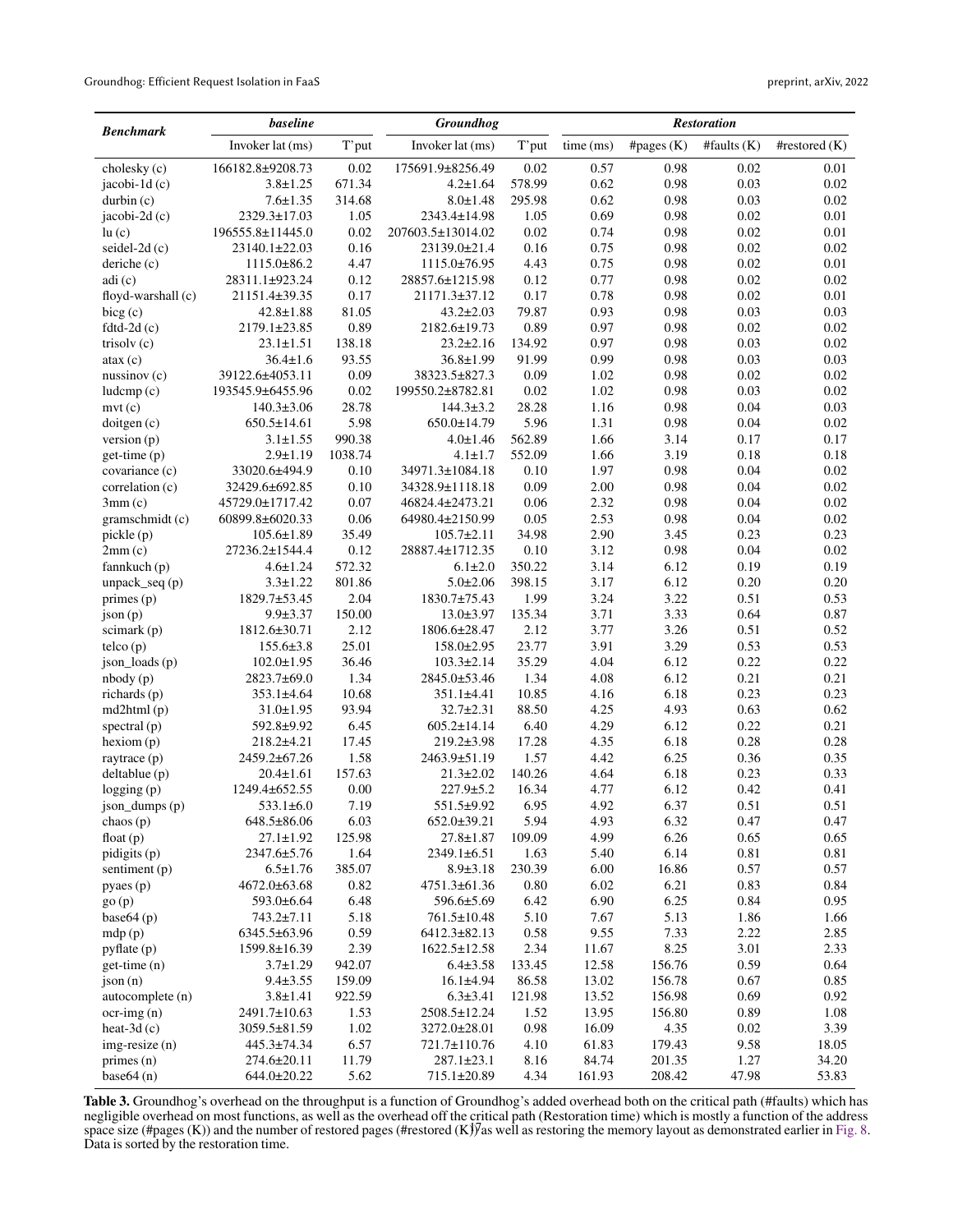| Benchmark | *baseline* | | *Groundhog* | | *Restoration* | | | |
|---|---|---|---|---|---|---|---|---|
| | Invoker lat (ms) | T'put | Invoker lat (ms) | T'put | time (ms) | #pages (K) | #faults (K) | #restored (K) |
| cholesky (c) | 166182.8±9208.73 | 0.02 | 175691.9±8256.49 | 0.02 | 0.57 | 0.98 | 0.02 | 0.01 |
| jacobi-1d (c) | 3.8±1.25 | 671.34 | 4.2±1.64 | 578.99 | 0.62 | 0.98 | 0.03 | 0.02 |
| durbin (c) | 7.6±1.35 | 314.68 | 8.0±1.48 | 295.98 | 0.62 | 0.98 | 0.03 | 0.02 |
| jacobi-2d (c) | 2329.3±17.03 | 1.05 | 2343.4±14.98 | 1.05 | 0.69 | 0.98 | 0.02 | 0.01 |
| lu (c) | 196555.8±11445.0 | 0.02 | 207603.5±13014.02 | 0.02 | 0.74 | 0.98 | 0.02 | 0.01 |
| seidel-2d (c) | 23140.1±22.03 | 0.16 | 23139.0±21.4 | 0.16 | 0.75 | 0.98 | 0.02 | 0.02 |
| deriche (c) | 1115.0±86.2 | 4.47 | 1115.0±76.95 | 4.43 | 0.75 | 0.98 | 0.02 | 0.01 |
| adi (c) | 28311.1±923.24 | 0.12 | 28857.6±1215.98 | 0.12 | 0.77 | 0.98 | 0.02 | 0.02 |
| floyd-warshall (c) | 21151.4±39.35 | 0.17 | 21171.3±37.12 | 0.17 | 0.78 | 0.98 | 0.02 | 0.01 |
| bicg (c) | 42.8±1.88 | 81.05 | 43.2±2.03 | 79.87 | 0.93 | 0.98 | 0.03 | 0.03 |
| fdtd-2d (c) | 2179.1±23.85 | 0.89 | 2182.6±19.73 | 0.89 | 0.97 | 0.98 | 0.02 | 0.02 |
| trisolv (c) | 23.1±1.51 | 138.18 | 23.2±2.16 | 134.92 | 0.97 | 0.98 | 0.03 | 0.02 |
| atax (c) | 36.4±1.6 | 93.55 | 36.8±1.99 | 91.99 | 0.99 | 0.98 | 0.03 | 0.03 |
| nussinov (c) | 39122.6±4053.11 | 0.09 | 38323.5±827.3 | 0.09 | 1.02 | 0.98 | 0.02 | 0.02 |
| ludcmp (c) | 193545.9±6455.96 | 0.02 | 199550.2±8782.81 | 0.02 | 1.02 | 0.98 | 0.03 | 0.02 |
| mvt (c) | 140.3±3.06 | 28.78 | 144.3±3.2 | 28.28 | 1.16 | 0.98 | 0.04 | 0.03 |
| doitgen (c) | 650.5±14.61 | 5.98 | 650.0±14.79 | 5.96 | 1.31 | 0.98 | 0.04 | 0.02 |
| version (p) | 3.1±1.55 | 990.38 | 4.0±1.46 | 562.89 | 1.66 | 3.14 | 0.17 | 0.17 |
| get-time (p) | 2.9±1.19 | 1038.74 | 4.1±1.7 | 552.09 | 1.66 | 3.19 | 0.18 | 0.18 |
| covariance (c) | 33020.6±494.9 | 0.10 | 34971.3±1084.18 | 0.10 | 1.97 | 0.98 | 0.04 | 0.02 |
| correlation (c) | 32429.6±692.85 | 0.10 | 34328.9±1118.18 | 0.09 | 2.00 | 0.98 | 0.04 | 0.02 |
| 3mm (c) | 45729.0±1717.42 | 0.07 | 46824.4±2473.21 | 0.06 | 2.32 | 0.98 | 0.04 | 0.02 |
| gramschmidt (c) | 60899.8±6020.33 | 0.06 | 64980.4±2150.99 | 0.05 | 2.53 | 0.98 | 0.04 | 0.02 |
| pickle (p) | 105.6±1.89 | 35.49 | 105.7±2.11 | 34.98 | 2.90 | 3.45 | 0.23 | 0.23 |
| 2mm (c) | 27236.2±1544.4 | 0.12 | 28887.4±1712.35 | 0.10 | 3.12 | 0.98 | 0.04 | 0.02 |
| fannkuch (p) | 4.6±1.24 | 572.32 | 6.1±2.0 | 350.22 | 3.14 | 6.12 | 0.19 | 0.19 |
| unpack_seq (p) | 3.3±1.22 | 801.86 | 5.0±2.06 | 398.15 | 3.17 | 6.12 | 0.20 | 0.20 |
| primes (p) | 1829.7±53.45 | 2.04 | 1830.7±75.43 | 1.99 | 3.24 | 3.22 | 0.51 | 0.53 |
| json (p) | 9.9±3.37 | 150.00 | 13.0±3.97 | 135.34 | 3.71 | 3.33 | 0.64 | 0.87 |
| scimark (p) | 1812.6±30.71 | 2.12 | 1806.6±28.47 | 2.12 | 3.77 | 3.26 | 0.51 | 0.52 |
| telco (p) | 155.6±3.8 | 25.01 | 158.0±2.95 | 23.77 | 3.91 | 3.29 | 0.53 | 0.53 |
| json_loads (p) | 102.0±1.95 | 36.46 | 103.3±2.14 | 35.29 | 4.04 | 6.12 | 0.22 | 0.22 |
| nbody (p) | 2823.7±69.0 | 1.34 | 2845.0±53.46 | 1.34 | 4.08 | 6.12 | 0.21 | 0.21 |
| richards (p) | 353.1±4.64 | 10.68 | 351.1±4.41 | 10.85 | 4.16 | 6.18 | 0.23 | 0.23 |
| md2html (p) | 31.0±1.95 | 93.94 | 32.7±2.31 | 88.50 | 4.25 | 4.93 | 0.63 | 0.62 |
| spectral (p) | 592.8±9.92 | 6.45 | 605.2±14.14 | 6.40 | 4.29 | 6.12 | 0.22 | 0.21 |
| hexiom (p) | 218.2±4.21 | 17.45 | 219.2±3.98 | 17.28 | 4.35 | 6.18 | 0.28 | 0.28 |
| raytrace (p) | 2459.2±67.26 | 1.58 | 2463.9±51.19 | 1.57 | 4.42 | 6.25 | 0.36 | 0.35 |
| deltablue (p) | 20.4±1.61 | 157.63 | 21.3±2.02 | 140.26 | 4.64 | 6.18 | 0.23 | 0.33 |
| logging (p) | 1249.4±652.55 | 0.00 | 227.9±5.2 | 16.34 | 4.77 | 6.12 | 0.42 | 0.41 |
| json_dumps (p) | 533.1±6.0 | 7.19 | 551.5±9.92 | 6.95 | 4.92 | 6.37 | 0.51 | 0.51 |
| chaos (p) | 648.5±86.06 | 6.03 | 652.0±39.21 | 5.94 | 4.93 | 6.32 | 0.47 | 0.47 |
| float (p) | 27.1±1.92 | 125.98 | 27.8±1.87 | 109.09 | 4.99 | 6.26 | 0.65 | 0.65 |
| pidigits (p) | 2347.6±5.76 | 1.64 | 2349.1±6.51 | 1.63 | 5.40 | 6.14 | 0.81 | 0.81 |
| sentiment (p) | 6.5±1.76 | 385.07 | 8.9±3.18 | 230.39 | 6.00 | 16.86 | 0.57 | 0.57 |
| pyaes (p) | 4672.0±63.68 | 0.82 | 4751.3±61.36 | 0.80 | 6.02 | 6.21 | 0.83 | 0.84 |
| go (p) | 593.0±6.64 | 6.48 | 596.6±5.69 | 6.42 | 6.90 | 6.25 | 0.84 | 0.95 |
| base64 (p) | 743.2±7.11 | 5.18 | 761.5±10.48 | 5.10 | 7.67 | 5.13 | 1.86 | 1.66 |
| mdp (p) | 6345.5±63.96 | 0.59 | 6412.3±82.13 | 0.58 | 9.55 | 7.33 | 2.22 | 2.85 |
| pyflate (p) | 1599.8±16.39 | 2.39 | 1622.5±12.58 | 2.34 | 11.67 | 8.25 | 3.01 | 2.33 |
| get-time (n) | 3.7±1.29 | 942.07 | 6.4±3.58 | 133.45 | 12.58 | 156.76 | 0.59 | 0.64 |
| json (n) | 9.4±3.55 | 159.09 | 16.1±4.94 | 86.58 | 13.02 | 156.78 | 0.67 | 0.85 |
| autocomplete (n) | 3.8±1.41 | 922.59 | 6.3±3.41 | 121.98 | 13.52 | 156.98 | 0.69 | 0.92 |
| ocr-img (n) | 2491.7±10.63 | 1.53 | 2508.5±12.24 | 1.52 | 13.95 | 156.80 | 0.89 | 1.08 |
| heat-3d (c) | 3059.5±81.59 | 1.02 | 3272.0±28.01 | 0.98 | 16.09 | 4.35 | 0.02 | 3.39 |
| img-resize (n) | 445.3±74.34 | 6.57 | 721.7±110.76 | 4.10 | 61.83 | 179.43 | 9.58 | 18.05 |
| primes (n) | 274.6±20.11 | 11.79 | 287.1±23.1 | 8.16 | 84.74 | 201.35 | 1.27 | 34.20 |
| base64 (n) | 644.0±20.22 | 5.62 | 715.1±20.89 | 4.34 | 161.93 | 208.42 | 47.98 | 53.83 |

**Table 3.** Groundhog's overhead on the throughput is a function of Groundhog's added overhead both on the critical path (#faults) which has negligible overhead on most functions, as well as the overhead off the critical path (Restoration time) which is mostly a function of the address space size (#pages (K)) and the number of restored pages (#restored (K)) as well as restoring the memory layout as demonstrated earlier in Fig. 8. Data is sorted by the restoration time.